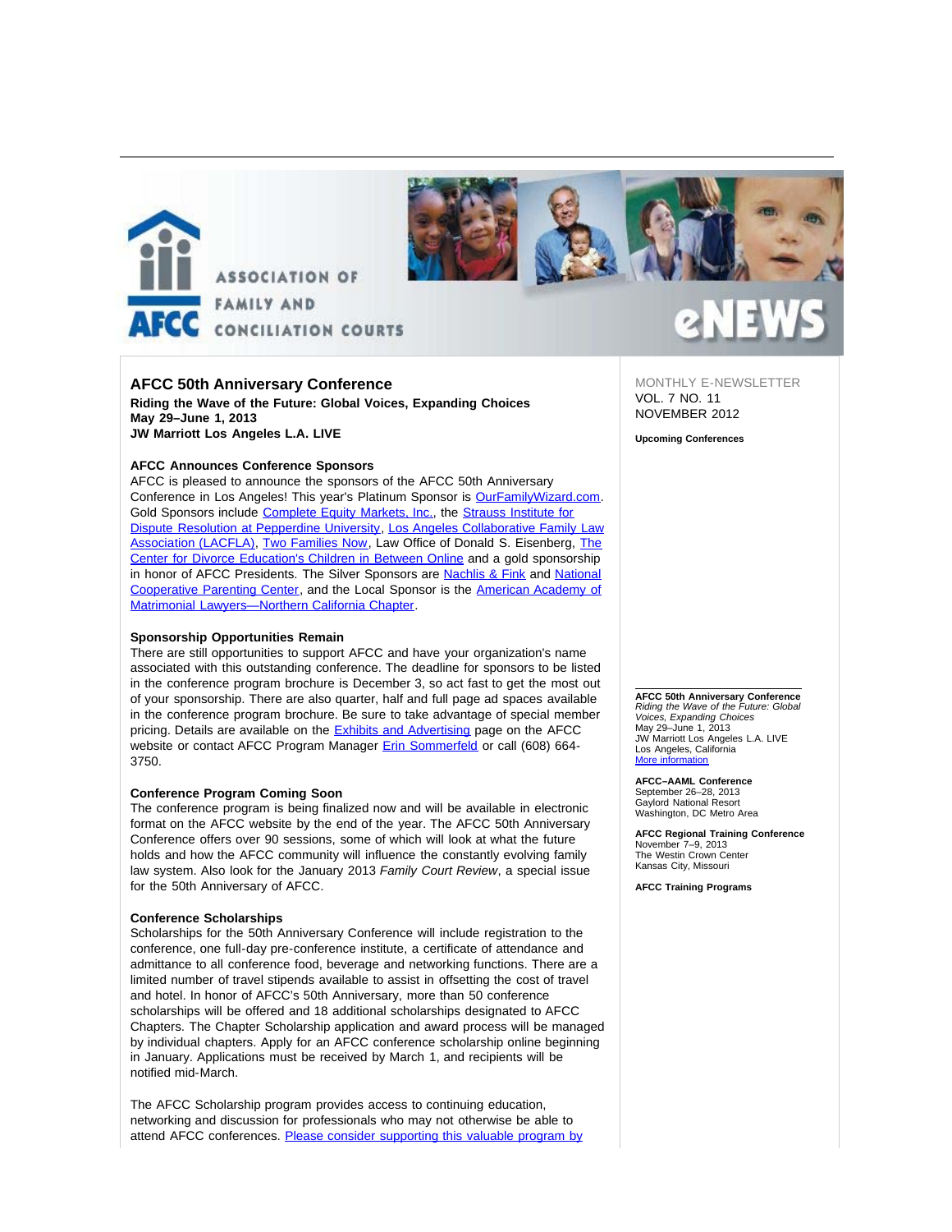ASSOCIATION OF FAMILY AND CONCILIATION COURTS

eNEWS

MONTHLY E-NEWSLETTER
VOL. 7 NO. 11
NOVEMBER 2012

## AFCC 50th Anniversary Conference

**Riding the Wave of the Future: Global Voices, Expanding Choices**
**May 29–June 1, 2013**
**JW Marriott Los Angeles L.A. LIVE**

### AFCC Announces Conference Sponsors

AFCC is pleased to announce the sponsors of the AFCC 50th Anniversary Conference in Los Angeles! This year's Platinum Sponsor is OurFamilyWizard.com. Gold Sponsors include Complete Equity Markets, Inc., the Strauss Institute for Dispute Resolution at Pepperdine University, Los Angeles Collaborative Family Law Association (LACFLA), Two Families Now, Law Office of Donald S. Eisenberg, The Center for Divorce Education's Children in Between Online and a gold sponsorship in honor of AFCC Presidents. The Silver Sponsors are Nachlis & Fink and National Cooperative Parenting Center, and the Local Sponsor is the American Academy of Matrimonial Lawyers—Northern California Chapter.

### Sponsorship Opportunities Remain

There are still opportunities to support AFCC and have your organization's name associated with this outstanding conference. The deadline for sponsors to be listed in the conference program brochure is December 3, so act fast to get the most out of your sponsorship. There are also quarter, half and full page ad spaces available in the conference program brochure. Be sure to take advantage of special member pricing. Details are available on the Exhibits and Advertising page on the AFCC website or contact AFCC Program Manager Erin Sommerfeld or call (608) 664-3750.

### Conference Program Coming Soon

The conference program is being finalized now and will be available in electronic format on the AFCC website by the end of the year. The AFCC 50th Anniversary Conference offers over 90 sessions, some of which will look at what the future holds and how the AFCC community will influence the constantly evolving family law system. Also look for the January 2013 *Family Court Review*, a special issue for the 50th Anniversary of AFCC.

### Conference Scholarships

Scholarships for the 50th Anniversary Conference will include registration to the conference, one full-day pre-conference institute, a certificate of attendance and admittance to all conference food, beverage and networking functions. There are a limited number of travel stipends available to assist in offsetting the cost of travel and hotel. In honor of AFCC's 50th Anniversary, more than 50 conference scholarships will be offered and 18 additional scholarships designated to AFCC Chapters. The Chapter Scholarship application and award process will be managed by individual chapters. Apply for an AFCC conference scholarship online beginning in January. Applications must be received by March 1, and recipients will be notified mid-March.

The AFCC Scholarship program provides access to continuing education, networking and discussion for professionals who may not otherwise be able to attend AFCC conferences. Please consider supporting this valuable program by

**Upcoming Conferences**

**AFCC 50th Anniversary Conference**
*Riding the Wave of the Future: Global Voices, Expanding Choices*
May 29–June 1, 2013
JW Marriott Los Angeles L.A. LIVE
Los Angeles, California
More information

**AFCC–AAML Conference**
September 26–28, 2013
Gaylord National Resort
Washington, DC Metro Area

**AFCC Regional Training Conference**
November 7–9, 2013
The Westin Crown Center
Kansas City, Missouri

**AFCC Training Programs**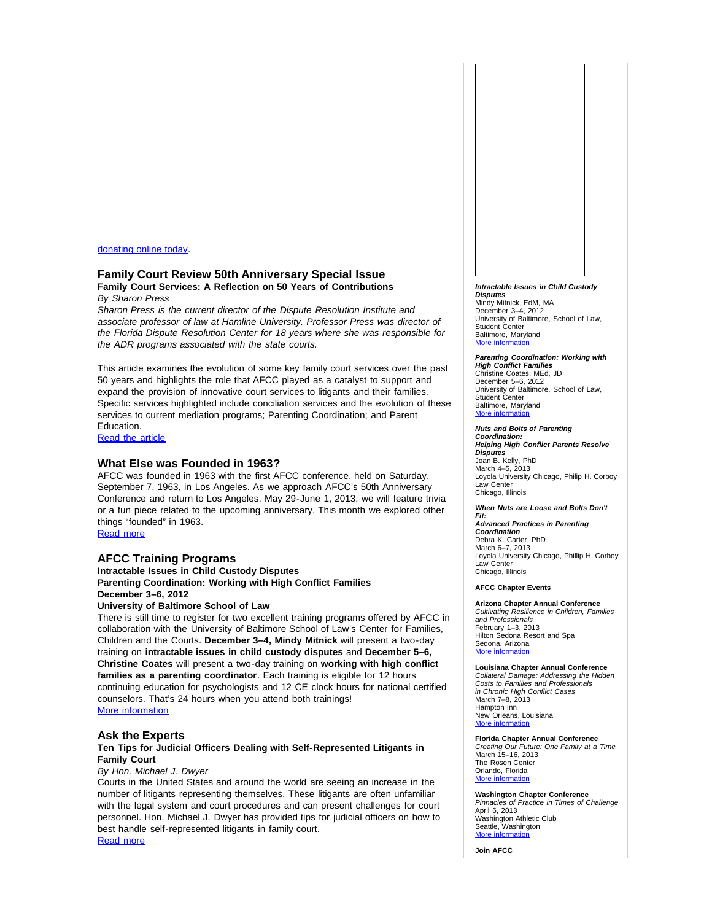donating online today.

## Family Court Review 50th Anniversary Special Issue

**Family Court Services: A Reflection on 50 Years of Contributions**

*By Sharon Press*

*Sharon Press is the current director of the Dispute Resolution Institute and associate professor of law at Hamline University. Professor Press was director of the Florida Dispute Resolution Center for 18 years where she was responsible for the ADR programs associated with the state courts.*

This article examines the evolution of some key family court services over the past 50 years and highlights the role that AFCC played as a catalyst to support and expand the provision of innovative court services to litigants and their families. Specific services highlighted include conciliation services and the evolution of these services to current mediation programs; Parenting Coordination; and Parent Education.

Read the article

## What Else was Founded in 1963?

AFCC was founded in 1963 with the first AFCC conference, held on Saturday, September 7, 1963, in Los Angeles. As we approach AFCC's 50th Anniversary Conference and return to Los Angeles, May 29-June 1, 2013, we will feature trivia or a fun piece related to the upcoming anniversary. This month we explored other things "founded" in 1963.

Read more

## AFCC Training Programs

**Intractable Issues in Child Custody Disputes**
**Parenting Coordination: Working with High Conflict Families**
**December 3–6, 2012**
**University of Baltimore School of Law**

There is still time to register for two excellent training programs offered by AFCC in collaboration with the University of Baltimore School of Law's Center for Families, Children and the Courts. **December 3–4, Mindy Mitnick** will present a two-day training on **intractable issues in child custody disputes** and **December 5–6, Christine Coates** will present a two-day training on **working with high conflict families as a parenting coordinator**. Each training is eligible for 12 hours continuing education for psychologists and 12 CE clock hours for national certified counselors. That's 24 hours when you attend both trainings!

More information

## Ask the Experts

**Ten Tips for Judicial Officers Dealing with Self-Represented Litigants in Family Court**

*By Hon. Michael J. Dwyer*

Courts in the United States and around the world are seeing an increase in the number of litigants representing themselves. These litigants are often unfamiliar with the legal system and court procedures and can present challenges for court personnel. Hon. Michael J. Dwyer has provided tips for judicial officers on how to best handle self-represented litigants in family court.

Read more

***Intractable Issues in Child Custody Disputes***
Mindy Mitnick, EdM, MA
December 3–4, 2012
University of Baltimore, School of Law, Student Center
Baltimore, Maryland
More information

***Parenting Coordination: Working with High Conflict Families***
Christine Coates, MEd, JD
December 5–6, 2012
University of Baltimore, School of Law, Student Center
Baltimore, Maryland
More information

***Nuts and Bolts of Parenting Coordination: Helping High Conflict Parents Resolve Disputes***
Joan B. Kelly, PhD
March 4–5, 2013
Loyola University Chicago, Philip H. Corboy Law Center
Chicago, Illinois

***When Nuts are Loose and Bolts Don't Fit: Advanced Practices in Parenting Coordination***
Debra K. Carter, PhD
March 6–7, 2013
Loyola University Chicago, Phillip H. Corboy Law Center
Chicago, Illinois

**AFCC Chapter Events**

**Arizona Chapter Annual Conference**
*Cultivating Resilience in Children, Families and Professionals*
February 1–3, 2013
Hilton Sedona Resort and Spa
Sedona, Arizona
More information

**Louisiana Chapter Annual Conference**
*Collateral Damage: Addressing the Hidden Costs to Families and Professionals in Chronic High Conflict Cases*
March 7–8, 2013
Hampton Inn
New Orleans, Louisiana
More information

**Florida Chapter Annual Conference**
*Creating Our Future: One Family at a Time*
March 15–16, 2013
The Rosen Center
Orlando, Florida
More information

**Washington Chapter Conference**
*Pinnacles of Practice in Times of Challenge*
April 6, 2013
Washington Athletic Club
Seattle, Washington
More information

**Join AFCC**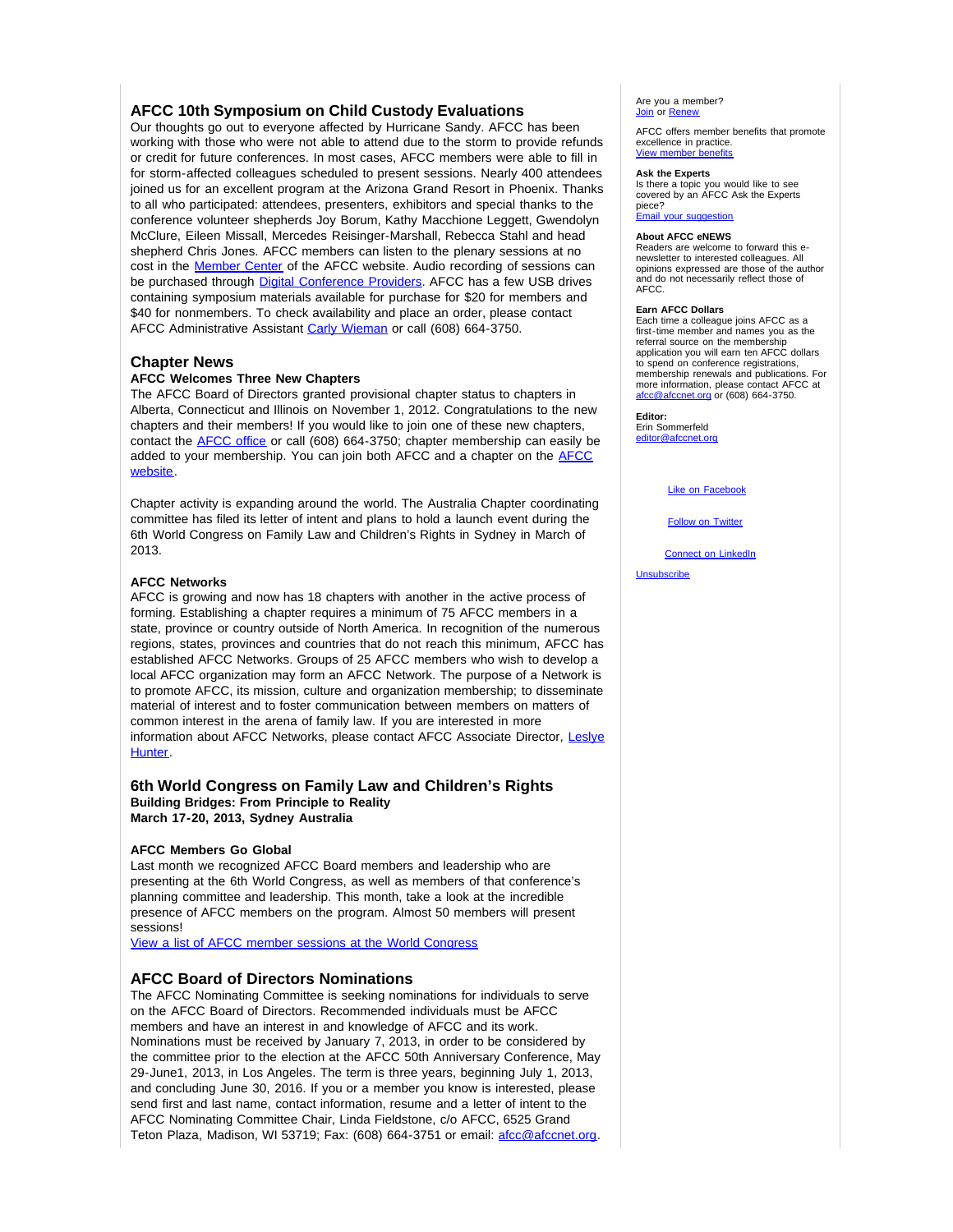## AFCC 10th Symposium on Child Custody Evaluations

Our thoughts go out to everyone affected by Hurricane Sandy. AFCC has been working with those who were not able to attend due to the storm to provide refunds or credit for future conferences. In most cases, AFCC members were able to fill in for storm-affected colleagues scheduled to present sessions. Nearly 400 attendees joined us for an excellent program at the Arizona Grand Resort in Phoenix. Thanks to all who participated: attendees, presenters, exhibitors and special thanks to the conference volunteer shepherds Joy Borum, Kathy Macchione Leggett, Gwendolyn McClure, Eileen Missall, Mercedes Reisinger-Marshall, Rebecca Stahl and head shepherd Chris Jones. AFCC members can listen to the plenary sessions at no cost in the Member Center of the AFCC website. Audio recording of sessions can be purchased through Digital Conference Providers. AFCC has a few USB drives containing symposium materials available for purchase for $20 for members and $40 for nonmembers. To check availability and place an order, please contact AFCC Administrative Assistant Carly Wieman or call (608) 664-3750.

## Chapter News

**AFCC Welcomes Three New Chapters**

The AFCC Board of Directors granted provisional chapter status to chapters in Alberta, Connecticut and Illinois on November 1, 2012. Congratulations to the new chapters and their members! If you would like to join one of these new chapters, contact the AFCC office or call (608) 664-3750; chapter membership can easily be added to your membership. You can join both AFCC and a chapter on the AFCC website.

Chapter activity is expanding around the world. The Australia Chapter coordinating committee has filed its letter of intent and plans to hold a launch event during the 6th World Congress on Family Law and Children's Rights in Sydney in March of 2013.

**AFCC Networks**

AFCC is growing and now has 18 chapters with another in the active process of forming. Establishing a chapter requires a minimum of 75 AFCC members in a state, province or country outside of North America. In recognition of the numerous regions, states, provinces and countries that do not reach this minimum, AFCC has established AFCC Networks. Groups of 25 AFCC members who wish to develop a local AFCC organization may form an AFCC Network. The purpose of a Network is to promote AFCC, its mission, culture and organization membership; to disseminate material of interest and to foster communication between members on matters of common interest in the arena of family law. If you are interested in more information about AFCC Networks, please contact AFCC Associate Director, Leslye Hunter.

## 6th World Congress on Family Law and Children's Rights

**Building Bridges: From Principle to Reality**
**March 17-20, 2013, Sydney Australia**

**AFCC Members Go Global**

Last month we recognized AFCC Board members and leadership who are presenting at the 6th World Congress, as well as members of that conference's planning committee and leadership. This month, take a look at the incredible presence of AFCC members on the program. Almost 50 members will present sessions!

View a list of AFCC member sessions at the World Congress

## AFCC Board of Directors Nominations

The AFCC Nominating Committee is seeking nominations for individuals to serve on the AFCC Board of Directors. Recommended individuals must be AFCC members and have an interest in and knowledge of AFCC and its work. Nominations must be received by January 7, 2013, in order to be considered by the committee prior to the election at the AFCC 50th Anniversary Conference, May 29-June1, 2013, in Los Angeles. The term is three years, beginning July 1, 2013, and concluding June 30, 2016. If you or a member you know is interested, please send first and last name, contact information, resume and a letter of intent to the AFCC Nominating Committee Chair, Linda Fieldstone, c/o AFCC, 6525 Grand Teton Plaza, Madison, WI 53719; Fax: (608) 664-3751 or email: afcc@afccnet.org.

---

Are you a member?
Join or Renew

AFCC offers member benefits that promote excellence in practice.
View member benefits

**Ask the Experts**
Is there a topic you would like to see covered by an AFCC Ask the Experts piece?
Email your suggestion

**About AFCC eNEWS**
Readers are welcome to forward this e-newsletter to interested colleagues. All opinions expressed are those of the author and do not necessarily reflect those of AFCC.

**Earn AFCC Dollars**
Each time a colleague joins AFCC as a first-time member and names you as the referral source on the membership application you will earn ten AFCC dollars to spend on conference registrations, membership renewals and publications. For more information, please contact AFCC at afcc@afccnet.org or (608) 664-3750.

**Editor:**
Erin Sommerfeld
editor@afccnet.org

Like on Facebook

Follow on Twitter

Connect on LinkedIn

Unsubscribe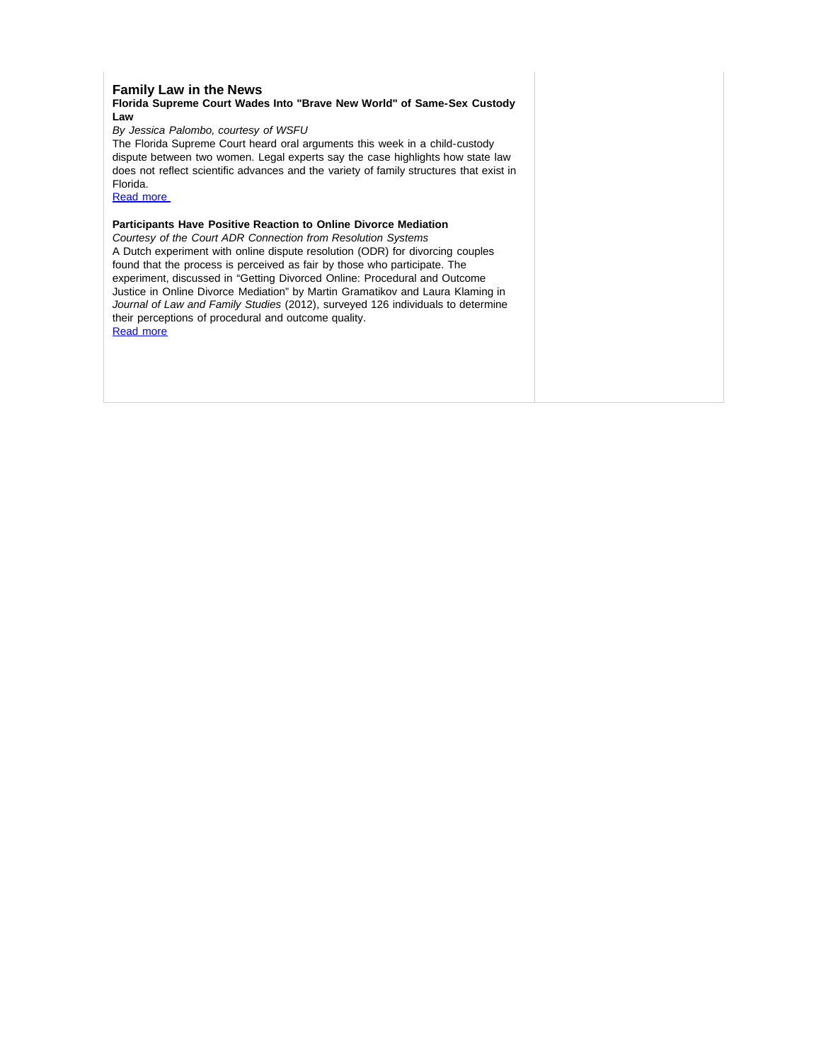## Family Law in the News

### Florida Supreme Court Wades Into "Brave New World" of Same-Sex Custody Law

*By Jessica Palombo, courtesy of WSFU*

The Florida Supreme Court heard oral arguments this week in a child-custody dispute between two women. Legal experts say the case highlights how state law does not reflect scientific advances and the variety of family structures that exist in Florida.

[Read more](#)

### Participants Have Positive Reaction to Online Divorce Mediation

*Courtesy of the Court ADR Connection from Resolution Systems*

A Dutch experiment with online dispute resolution (ODR) for divorcing couples found that the process is perceived as fair by those who participate. The experiment, discussed in "Getting Divorced Online: Procedural and Outcome Justice in Online Divorce Mediation" by Martin Gramatikov and Laura Klaming in *Journal of Law and Family Studies* (2012), surveyed 126 individuals to determine their perceptions of procedural and outcome quality.

[Read more](#)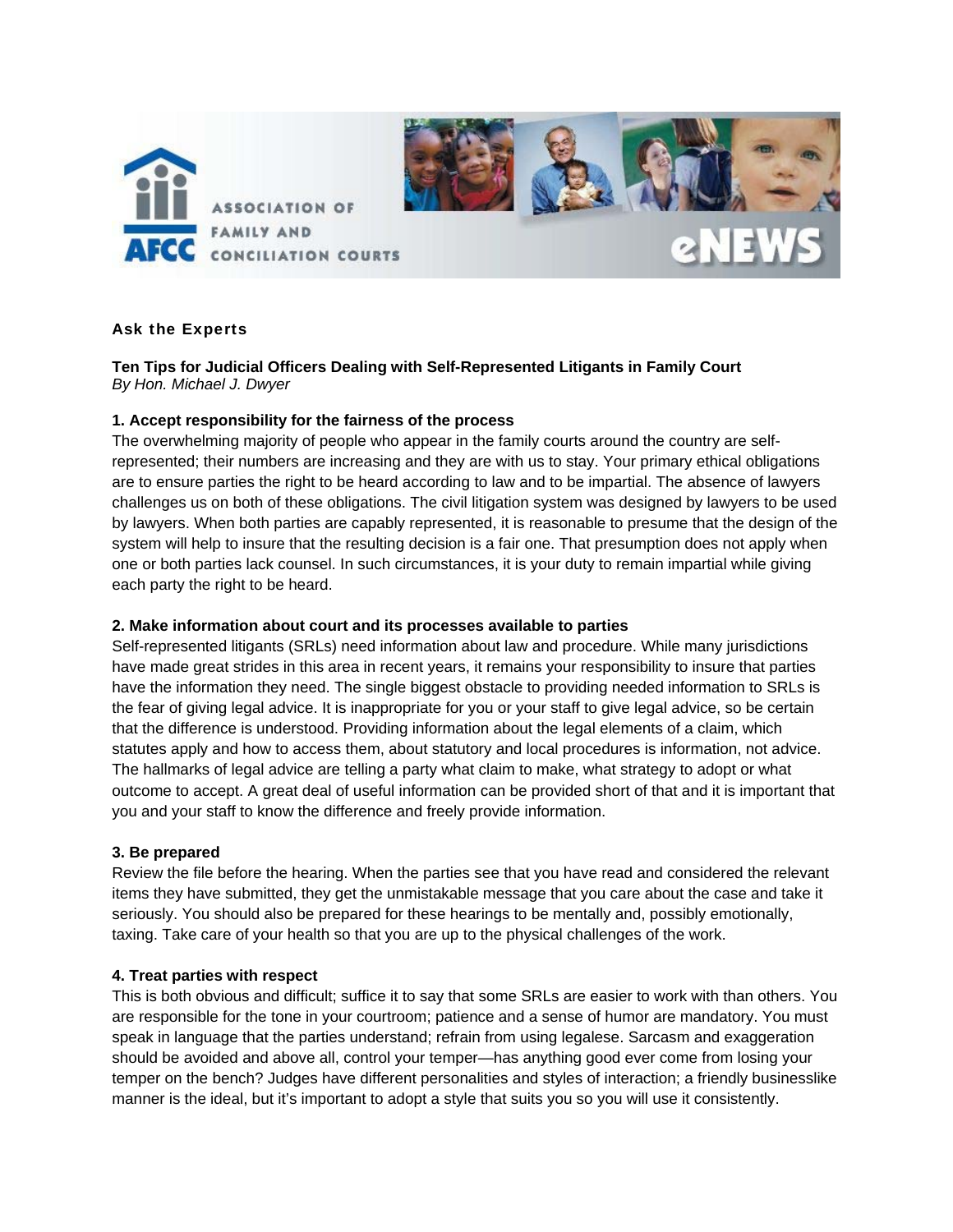## Ask the Experts

**Ten Tips for Judicial Officers Dealing with Self-Represented Litigants in Family Court**
*By Hon. Michael J. Dwyer*

**1. Accept responsibility for the fairness of the process**
The overwhelming majority of people who appear in the family courts around the country are self-represented; their numbers are increasing and they are with us to stay. Your primary ethical obligations are to ensure parties the right to be heard according to law and to be impartial. The absence of lawyers challenges us on both of these obligations. The civil litigation system was designed by lawyers to be used by lawyers. When both parties are capably represented, it is reasonable to presume that the design of the system will help to insure that the resulting decision is a fair one. That presumption does not apply when one or both parties lack counsel. In such circumstances, it is your duty to remain impartial while giving each party the right to be heard.

**2. Make information about court and its processes available to parties**
Self-represented litigants (SRLs) need information about law and procedure. While many jurisdictions have made great strides in this area in recent years, it remains your responsibility to insure that parties have the information they need. The single biggest obstacle to providing needed information to SRLs is the fear of giving legal advice. It is inappropriate for you or your staff to give legal advice, so be certain that the difference is understood. Providing information about the legal elements of a claim, which statutes apply and how to access them, about statutory and local procedures is information, not advice. The hallmarks of legal advice are telling a party what claim to make, what strategy to adopt or what outcome to accept. A great deal of useful information can be provided short of that and it is important that you and your staff to know the difference and freely provide information.

**3. Be prepared**
Review the file before the hearing. When the parties see that you have read and considered the relevant items they have submitted, they get the unmistakable message that you care about the case and take it seriously. You should also be prepared for these hearings to be mentally and, possibly emotionally, taxing. Take care of your health so that you are up to the physical challenges of the work.

**4. Treat parties with respect**
This is both obvious and difficult; suffice it to say that some SRLs are easier to work with than others. You are responsible for the tone in your courtroom; patience and a sense of humor are mandatory. You must speak in language that the parties understand; refrain from using legalese. Sarcasm and exaggeration should be avoided and above all, control your temper—has anything good ever come from losing your temper on the bench? Judges have different personalities and styles of interaction; a friendly businesslike manner is the ideal, but it's important to adopt a style that suits you so you will use it consistently.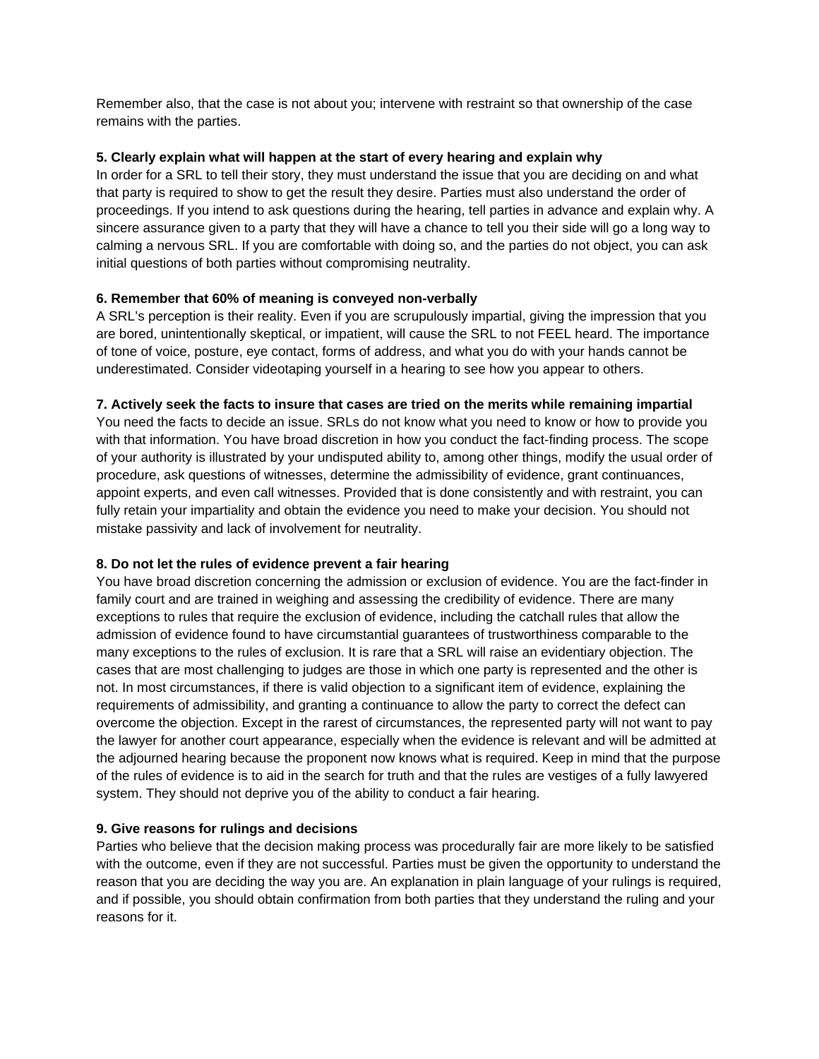Remember also, that the case is not about you; intervene with restraint so that ownership of the case remains with the parties.

**5. Clearly explain what will happen at the start of every hearing and explain why**

In order for a SRL to tell their story, they must understand the issue that you are deciding on and what that party is required to show to get the result they desire. Parties must also understand the order of proceedings. If you intend to ask questions during the hearing, tell parties in advance and explain why. A sincere assurance given to a party that they will have a chance to tell you their side will go a long way to calming a nervous SRL. If you are comfortable with doing so, and the parties do not object, you can ask initial questions of both parties without compromising neutrality.

**6. Remember that 60% of meaning is conveyed non-verbally**

A SRL's perception is their reality. Even if you are scrupulously impartial, giving the impression that you are bored, unintentionally skeptical, or impatient, will cause the SRL to not FEEL heard. The importance of tone of voice, posture, eye contact, forms of address, and what you do with your hands cannot be underestimated. Consider videotaping yourself in a hearing to see how you appear to others.

**7. Actively seek the facts to insure that cases are tried on the merits while remaining impartial**

You need the facts to decide an issue. SRLs do not know what you need to know or how to provide you with that information. You have broad discretion in how you conduct the fact-finding process. The scope of your authority is illustrated by your undisputed ability to, among other things, modify the usual order of procedure, ask questions of witnesses, determine the admissibility of evidence, grant continuances, appoint experts, and even call witnesses. Provided that is done consistently and with restraint, you can fully retain your impartiality and obtain the evidence you need to make your decision. You should not mistake passivity and lack of involvement for neutrality.

**8. Do not let the rules of evidence prevent a fair hearing**

You have broad discretion concerning the admission or exclusion of evidence. You are the fact-finder in family court and are trained in weighing and assessing the credibility of evidence. There are many exceptions to rules that require the exclusion of evidence, including the catchall rules that allow the admission of evidence found to have circumstantial guarantees of trustworthiness comparable to the many exceptions to the rules of exclusion. It is rare that a SRL will raise an evidentiary objection. The cases that are most challenging to judges are those in which one party is represented and the other is not. In most circumstances, if there is valid objection to a significant item of evidence, explaining the requirements of admissibility, and granting a continuance to allow the party to correct the defect can overcome the objection. Except in the rarest of circumstances, the represented party will not want to pay the lawyer for another court appearance, especially when the evidence is relevant and will be admitted at the adjourned hearing because the proponent now knows what is required. Keep in mind that the purpose of the rules of evidence is to aid in the search for truth and that the rules are vestiges of a fully lawyered system. They should not deprive you of the ability to conduct a fair hearing.

**9. Give reasons for rulings and decisions**

Parties who believe that the decision making process was procedurally fair are more likely to be satisfied with the outcome, even if they are not successful. Parties must be given the opportunity to understand the reason that you are deciding the way you are. An explanation in plain language of your rulings is required, and if possible, you should obtain confirmation from both parties that they understand the ruling and your reasons for it.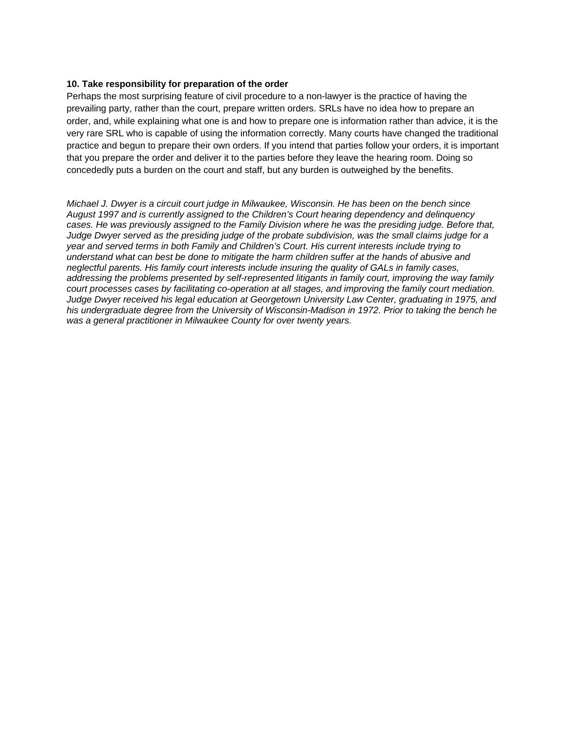**10. Take responsibility for preparation of the order**

Perhaps the most surprising feature of civil procedure to a non-lawyer is the practice of having the prevailing party, rather than the court, prepare written orders. SRLs have no idea how to prepare an order, and, while explaining what one is and how to prepare one is information rather than advice, it is the very rare SRL who is capable of using the information correctly. Many courts have changed the traditional practice and begun to prepare their own orders. If you intend that parties follow your orders, it is important that you prepare the order and deliver it to the parties before they leave the hearing room. Doing so concededly puts a burden on the court and staff, but any burden is outweighed by the benefits.

*Michael J. Dwyer is a circuit court judge in Milwaukee, Wisconsin. He has been on the bench since August 1997 and is currently assigned to the Children's Court hearing dependency and delinquency cases. He was previously assigned to the Family Division where he was the presiding judge. Before that, Judge Dwyer served as the presiding judge of the probate subdivision, was the small claims judge for a year and served terms in both Family and Children's Court. His current interests include trying to understand what can best be done to mitigate the harm children suffer at the hands of abusive and neglectful parents. His family court interests include insuring the quality of GALs in family cases, addressing the problems presented by self-represented litigants in family court, improving the way family court processes cases by facilitating co-operation at all stages, and improving the family court mediation. Judge Dwyer received his legal education at Georgetown University Law Center, graduating in 1975, and his undergraduate degree from the University of Wisconsin-Madison in 1972. Prior to taking the bench he was a general practitioner in Milwaukee County for over twenty years.*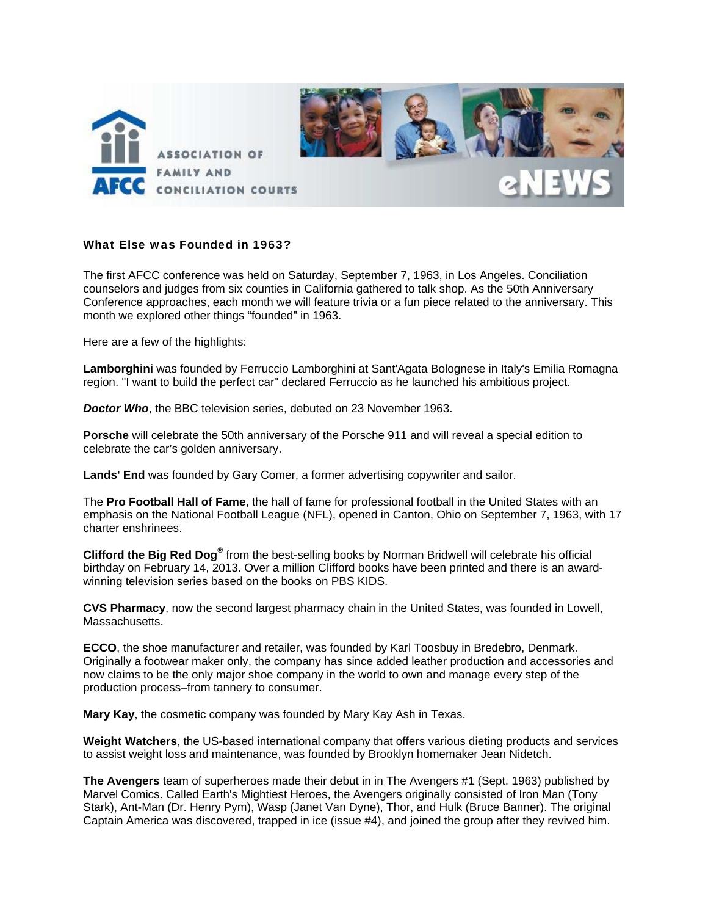### What Else was Founded in 1963?

The first AFCC conference was held on Saturday, September 7, 1963, in Los Angeles. Conciliation counselors and judges from six counties in California gathered to talk shop. As the 50th Anniversary Conference approaches, each month we will feature trivia or a fun piece related to the anniversary. This month we explored other things "founded" in 1963.

Here are a few of the highlights:

**Lamborghini** was founded by Ferruccio Lamborghini at Sant'Agata Bolognese in Italy's Emilia Romagna region. "I want to build the perfect car" declared Ferruccio as he launched his ambitious project.

***Doctor Who***, the BBC television series, debuted on 23 November 1963.

**Porsche** will celebrate the 50th anniversary of the Porsche 911 and will reveal a special edition to celebrate the car's golden anniversary.

**Lands' End** was founded by Gary Comer, a former advertising copywriter and sailor.

The **Pro Football Hall of Fame**, the hall of fame for professional football in the United States with an emphasis on the National Football League (NFL), opened in Canton, Ohio on September 7, 1963, with 17 charter enshrinees.

**Clifford the Big Red Dog®** from the best-selling books by Norman Bridwell will celebrate his official birthday on February 14, 2013. Over a million Clifford books have been printed and there is an award-winning television series based on the books on PBS KIDS.

**CVS Pharmacy**, now the second largest pharmacy chain in the United States, was founded in Lowell, Massachusetts.

**ECCO**, the shoe manufacturer and retailer, was founded by Karl Toosbuy in Bredebro, Denmark. Originally a footwear maker only, the company has since added leather production and accessories and now claims to be the only major shoe company in the world to own and manage every step of the production process–from tannery to consumer.

**Mary Kay**, the cosmetic company was founded by Mary Kay Ash in Texas.

**Weight Watchers**, the US-based international company that offers various dieting products and services to assist weight loss and maintenance, was founded by Brooklyn homemaker Jean Nidetch.

**The Avengers** team of superheroes made their debut in in The Avengers #1 (Sept. 1963) published by Marvel Comics. Called Earth's Mightiest Heroes, the Avengers originally consisted of Iron Man (Tony Stark), Ant-Man (Dr. Henry Pym), Wasp (Janet Van Dyne), Thor, and Hulk (Bruce Banner). The original Captain America was discovered, trapped in ice (issue #4), and joined the group after they revived him.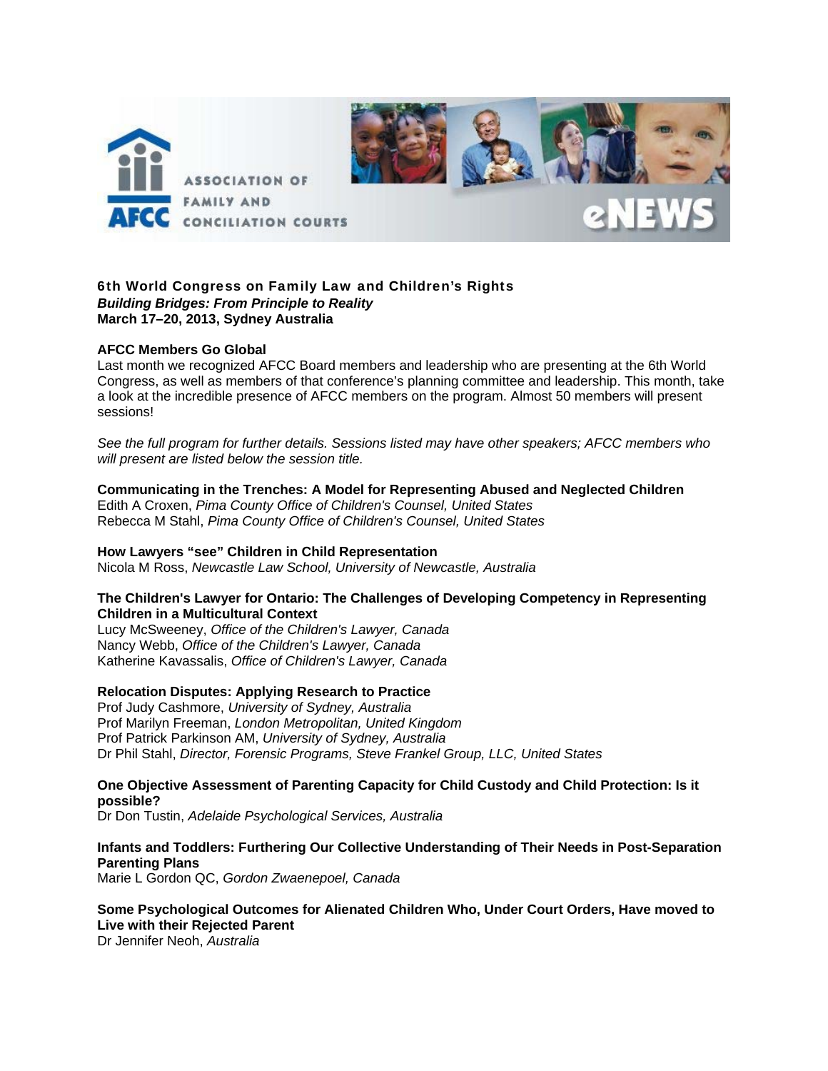**6th World Congress on Family Law and Children's Rights**
***Building Bridges: From Principle to Reality***
**March 17–20, 2013, Sydney Australia**

**AFCC Members Go Global**
Last month we recognized AFCC Board members and leadership who are presenting at the 6th World Congress, as well as members of that conference's planning committee and leadership. This month, take a look at the incredible presence of AFCC members on the program. Almost 50 members will present sessions!

*See the full program for further details. Sessions listed may have other speakers; AFCC members who will present are listed below the session title.*

**Communicating in the Trenches: A Model for Representing Abused and Neglected Children**
Edith A Croxen, *Pima County Office of Children's Counsel, United States*
Rebecca M Stahl, *Pima County Office of Children's Counsel, United States*

**How Lawyers "see" Children in Child Representation**
Nicola M Ross, *Newcastle Law School, University of Newcastle, Australia*

**The Children's Lawyer for Ontario: The Challenges of Developing Competency in Representing Children in a Multicultural Context**
Lucy McSweeney, *Office of the Children's Lawyer, Canada*
Nancy Webb, *Office of the Children's Lawyer, Canada*
Katherine Kavassalis, *Office of Children's Lawyer, Canada*

**Relocation Disputes: Applying Research to Practice**
Prof Judy Cashmore, *University of Sydney, Australia*
Prof Marilyn Freeman, *London Metropolitan, United Kingdom*
Prof Patrick Parkinson AM, *University of Sydney, Australia*
Dr Phil Stahl, *Director, Forensic Programs, Steve Frankel Group, LLC, United States*

**One Objective Assessment of Parenting Capacity for Child Custody and Child Protection: Is it possible?**
Dr Don Tustin, *Adelaide Psychological Services, Australia*

**Infants and Toddlers: Furthering Our Collective Understanding of Their Needs in Post-Separation Parenting Plans**
Marie L Gordon QC, *Gordon Zwaenepoel, Canada*

**Some Psychological Outcomes for Alienated Children Who, Under Court Orders, Have moved to Live with their Rejected Parent**
Dr Jennifer Neoh, *Australia*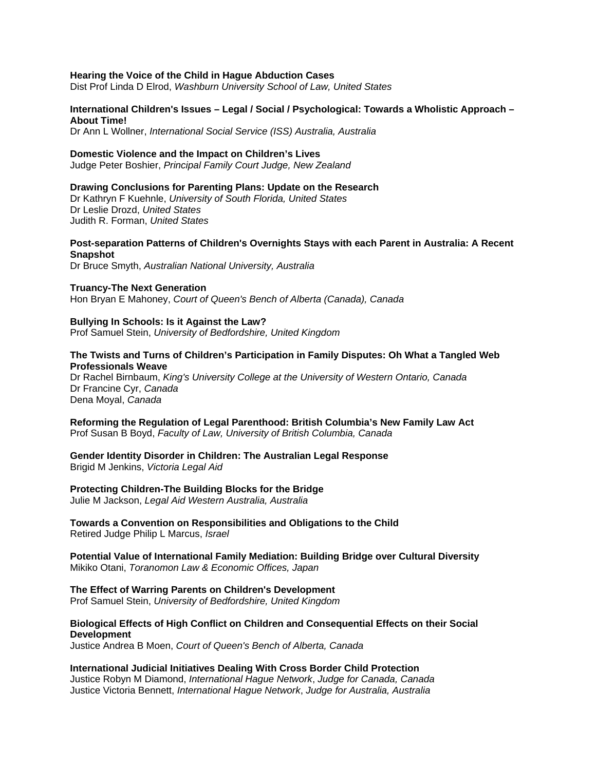**Hearing the Voice of the Child in Hague Abduction Cases**
Dist Prof Linda D Elrod, *Washburn University School of Law, United States*

**International Children's Issues – Legal / Social / Psychological: Towards a Wholistic Approach – About Time!**
Dr Ann L Wollner, *International Social Service (ISS) Australia, Australia*

**Domestic Violence and the Impact on Children's Lives**
Judge Peter Boshier, *Principal Family Court Judge, New Zealand*

**Drawing Conclusions for Parenting Plans: Update on the Research**
Dr Kathryn F Kuehnle, *University of South Florida, United States*
Dr Leslie Drozd, *United States*
Judith R. Forman, *United States*

**Post-separation Patterns of Children's Overnights Stays with each Parent in Australia: A Recent Snapshot**
Dr Bruce Smyth, *Australian National University, Australia*

**Truancy-The Next Generation**
Hon Bryan E Mahoney, *Court of Queen's Bench of Alberta (Canada), Canada*

**Bullying In Schools: Is it Against the Law?**
Prof Samuel Stein, *University of Bedfordshire, United Kingdom*

**The Twists and Turns of Children's Participation in Family Disputes: Oh What a Tangled Web Professionals Weave**
Dr Rachel Birnbaum, *King's University College at the University of Western Ontario, Canada*
Dr Francine Cyr, *Canada*
Dena Moyal, *Canada*

**Reforming the Regulation of Legal Parenthood: British Columbia's New Family Law Act**
Prof Susan B Boyd, *Faculty of Law, University of British Columbia, Canada*

**Gender Identity Disorder in Children: The Australian Legal Response**
Brigid M Jenkins, *Victoria Legal Aid*

**Protecting Children-The Building Blocks for the Bridge**
Julie M Jackson, *Legal Aid Western Australia, Australia*

**Towards a Convention on Responsibilities and Obligations to the Child**
Retired Judge Philip L Marcus, *Israel*

**Potential Value of International Family Mediation: Building Bridge over Cultural Diversity**
Mikiko Otani, *Toranomon Law & Economic Offices, Japan*

**The Effect of Warring Parents on Children's Development**
Prof Samuel Stein, *University of Bedfordshire, United Kingdom*

**Biological Effects of High Conflict on Children and Consequential Effects on their Social Development**
Justice Andrea B Moen, *Court of Queen's Bench of Alberta, Canada*

**International Judicial Initiatives Dealing With Cross Border Child Protection**
Justice Robyn M Diamond, *International Hague Network*, *Judge for Canada, Canada*
Justice Victoria Bennett, *International Hague Network*, *Judge for Australia, Australia*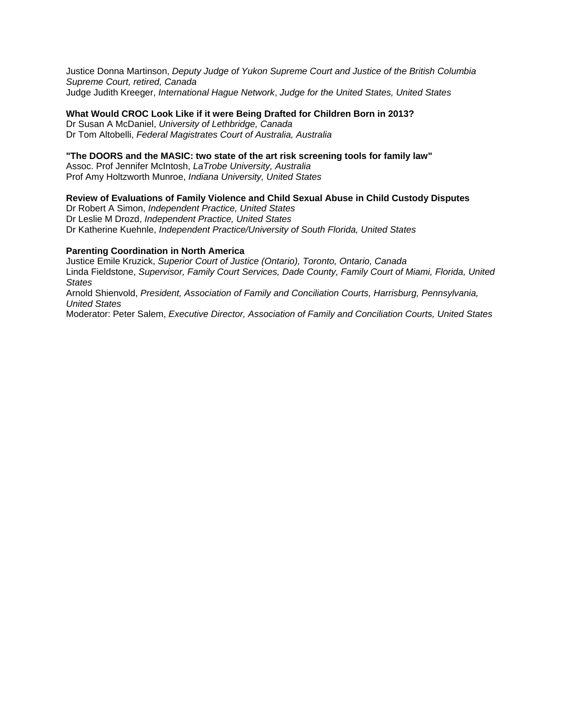Justice Donna Martinson, *Deputy Judge of Yukon Supreme Court and Justice of the British Columbia Supreme Court, retired, Canada*
Judge Judith Kreeger, *International Hague Network*, *Judge for the United States, United States*

**What Would CROC Look Like if it were Being Drafted for Children Born in 2013?**
Dr Susan A McDaniel, *University of Lethbridge, Canada*
Dr Tom Altobelli, *Federal Magistrates Court of Australia, Australia*

**"The DOORS and the MASIC: two state of the art risk screening tools for family law"**
Assoc. Prof Jennifer McIntosh, *LaTrobe University, Australia*
Prof Amy Holtzworth Munroe, *Indiana University, United States*

**Review of Evaluations of Family Violence and Child Sexual Abuse in Child Custody Disputes**
Dr Robert A Simon, *Independent Practice, United States*
Dr Leslie M Drozd, *Independent Practice, United States*
Dr Katherine Kuehnle, *Independent Practice/University of South Florida, United States*

**Parenting Coordination in North America**
Justice Emile Kruzick, *Superior Court of Justice (Ontario), Toronto, Ontario, Canada*
Linda Fieldstone, *Supervisor, Family Court Services, Dade County, Family Court of Miami, Florida, United States*
Arnold Shienvold, *President, Association of Family and Conciliation Courts, Harrisburg, Pennsylvania, United States*
Moderator: Peter Salem, *Executive Director, Association of Family and Conciliation Courts, United States*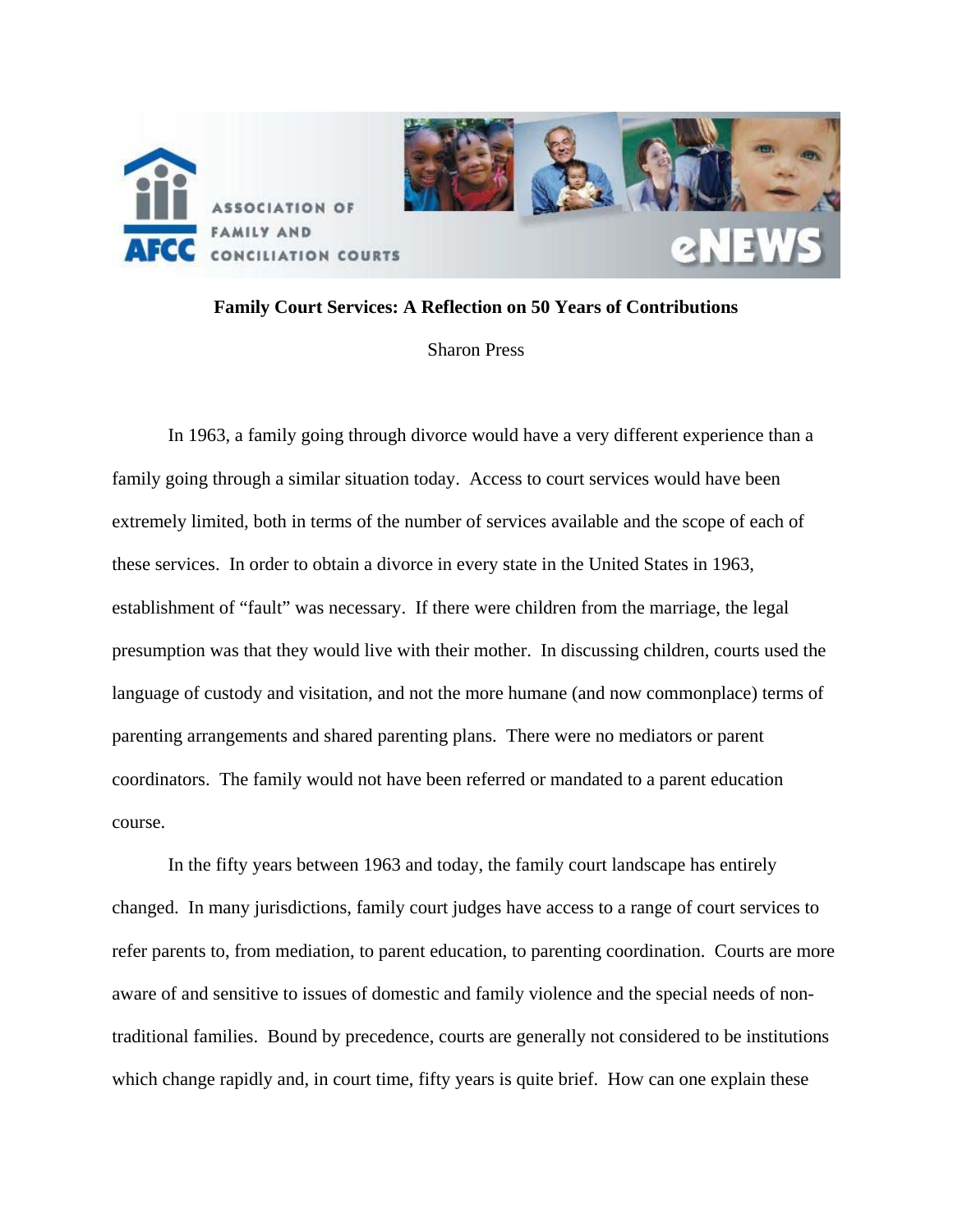**Family Court Services: A Reflection on 50 Years of Contributions**

Sharon Press

In 1963, a family going through divorce would have a very different experience than a family going through a similar situation today. Access to court services would have been extremely limited, both in terms of the number of services available and the scope of each of these services. In order to obtain a divorce in every state in the United States in 1963, establishment of "fault" was necessary. If there were children from the marriage, the legal presumption was that they would live with their mother. In discussing children, courts used the language of custody and visitation, and not the more humane (and now commonplace) terms of parenting arrangements and shared parenting plans. There were no mediators or parent coordinators. The family would not have been referred or mandated to a parent education course.

In the fifty years between 1963 and today, the family court landscape has entirely changed. In many jurisdictions, family court judges have access to a range of court services to refer parents to, from mediation, to parent education, to parenting coordination. Courts are more aware of and sensitive to issues of domestic and family violence and the special needs of non-traditional families. Bound by precedence, courts are generally not considered to be institutions which change rapidly and, in court time, fifty years is quite brief. How can one explain these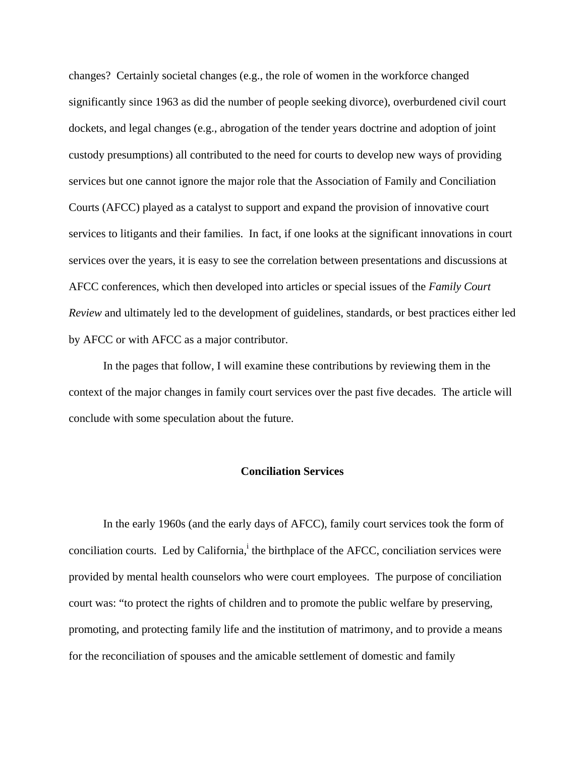changes? Certainly societal changes (e.g., the role of women in the workforce changed significantly since 1963 as did the number of people seeking divorce), overburdened civil court dockets, and legal changes (e.g., abrogation of the tender years doctrine and adoption of joint custody presumptions) all contributed to the need for courts to develop new ways of providing services but one cannot ignore the major role that the Association of Family and Conciliation Courts (AFCC) played as a catalyst to support and expand the provision of innovative court services to litigants and their families. In fact, if one looks at the significant innovations in court services over the years, it is easy to see the correlation between presentations and discussions at AFCC conferences, which then developed into articles or special issues of the *Family Court Review* and ultimately led to the development of guidelines, standards, or best practices either led by AFCC or with AFCC as a major contributor.

In the pages that follow, I will examine these contributions by reviewing them in the context of the major changes in family court services over the past five decades. The article will conclude with some speculation about the future.

## Conciliation Services

In the early 1960s (and the early days of AFCC), family court services took the form of conciliation courts. Led by California,[i] the birthplace of the AFCC, conciliation services were provided by mental health counselors who were court employees. The purpose of conciliation court was: "to protect the rights of children and to promote the public welfare by preserving, promoting, and protecting family life and the institution of matrimony, and to provide a means for the reconciliation of spouses and the amicable settlement of domestic and family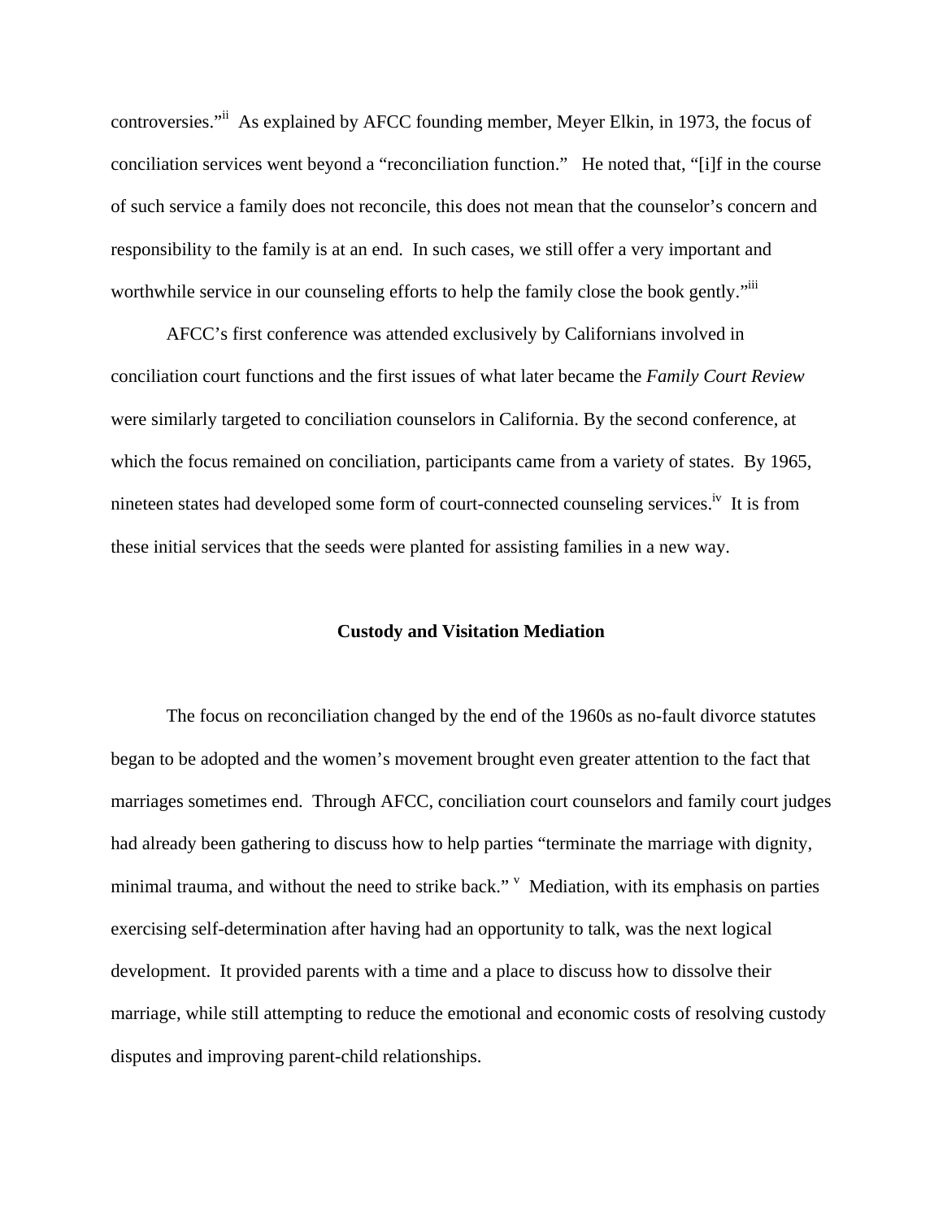controversies."[ii] As explained by AFCC founding member, Meyer Elkin, in 1973, the focus of conciliation services went beyond a "reconciliation function." He noted that, "[i]f in the course of such service a family does not reconcile, this does not mean that the counselor's concern and responsibility to the family is at an end. In such cases, we still offer a very important and worthwhile service in our counseling efforts to help the family close the book gently."[iii]

AFCC's first conference was attended exclusively by Californians involved in conciliation court functions and the first issues of what later became the *Family Court Review* were similarly targeted to conciliation counselors in California. By the second conference, at which the focus remained on conciliation, participants came from a variety of states. By 1965, nineteen states had developed some form of court-connected counseling services.[iv] It is from these initial services that the seeds were planted for assisting families in a new way.

## Custody and Visitation Mediation

The focus on reconciliation changed by the end of the 1960s as no-fault divorce statutes began to be adopted and the women's movement brought even greater attention to the fact that marriages sometimes end. Through AFCC, conciliation court counselors and family court judges had already been gathering to discuss how to help parties "terminate the marriage with dignity, minimal trauma, and without the need to strike back."[v] Mediation, with its emphasis on parties exercising self-determination after having had an opportunity to talk, was the next logical development. It provided parents with a time and a place to discuss how to dissolve their marriage, while still attempting to reduce the emotional and economic costs of resolving custody disputes and improving parent-child relationships.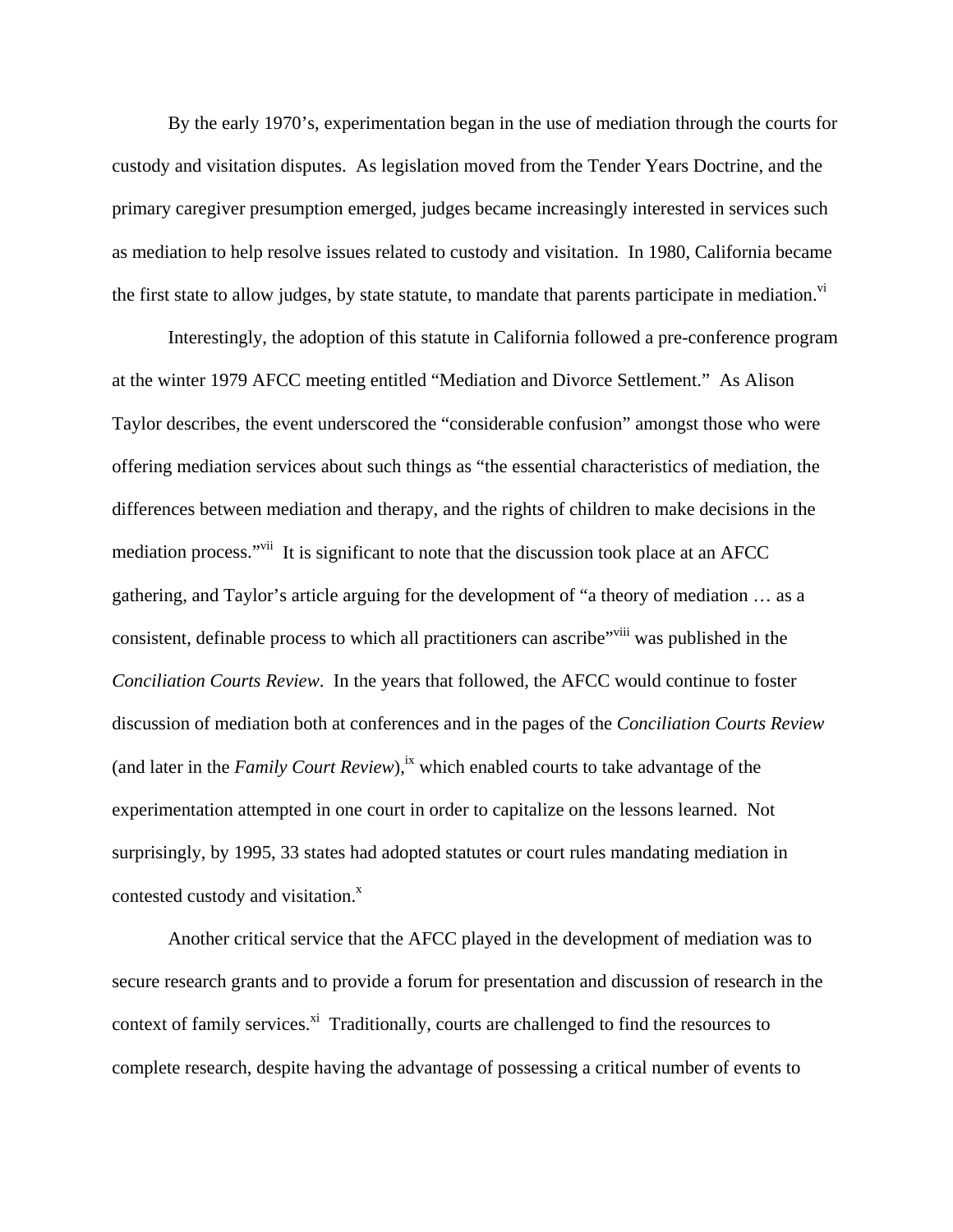By the early 1970's, experimentation began in the use of mediation through the courts for custody and visitation disputes. As legislation moved from the Tender Years Doctrine, and the primary caregiver presumption emerged, judges became increasingly interested in services such as mediation to help resolve issues related to custody and visitation. In 1980, California became the first state to allow judges, by state statute, to mandate that parents participate in mediation.[vi]

Interestingly, the adoption of this statute in California followed a pre-conference program at the winter 1979 AFCC meeting entitled "Mediation and Divorce Settlement." As Alison Taylor describes, the event underscored the "considerable confusion" amongst those who were offering mediation services about such things as "the essential characteristics of mediation, the differences between mediation and therapy, and the rights of children to make decisions in the mediation process."[vii] It is significant to note that the discussion took place at an AFCC gathering, and Taylor's article arguing for the development of "a theory of mediation … as a consistent, definable process to which all practitioners can ascribe"[viii] was published in the *Conciliation Courts Review*. In the years that followed, the AFCC would continue to foster discussion of mediation both at conferences and in the pages of the *Conciliation Courts Review* (and later in the *Family Court Review*),[ix] which enabled courts to take advantage of the experimentation attempted in one court in order to capitalize on the lessons learned. Not surprisingly, by 1995, 33 states had adopted statutes or court rules mandating mediation in contested custody and visitation.[x]

Another critical service that the AFCC played in the development of mediation was to secure research grants and to provide a forum for presentation and discussion of research in the context of family services.[xi] Traditionally, courts are challenged to find the resources to complete research, despite having the advantage of possessing a critical number of events to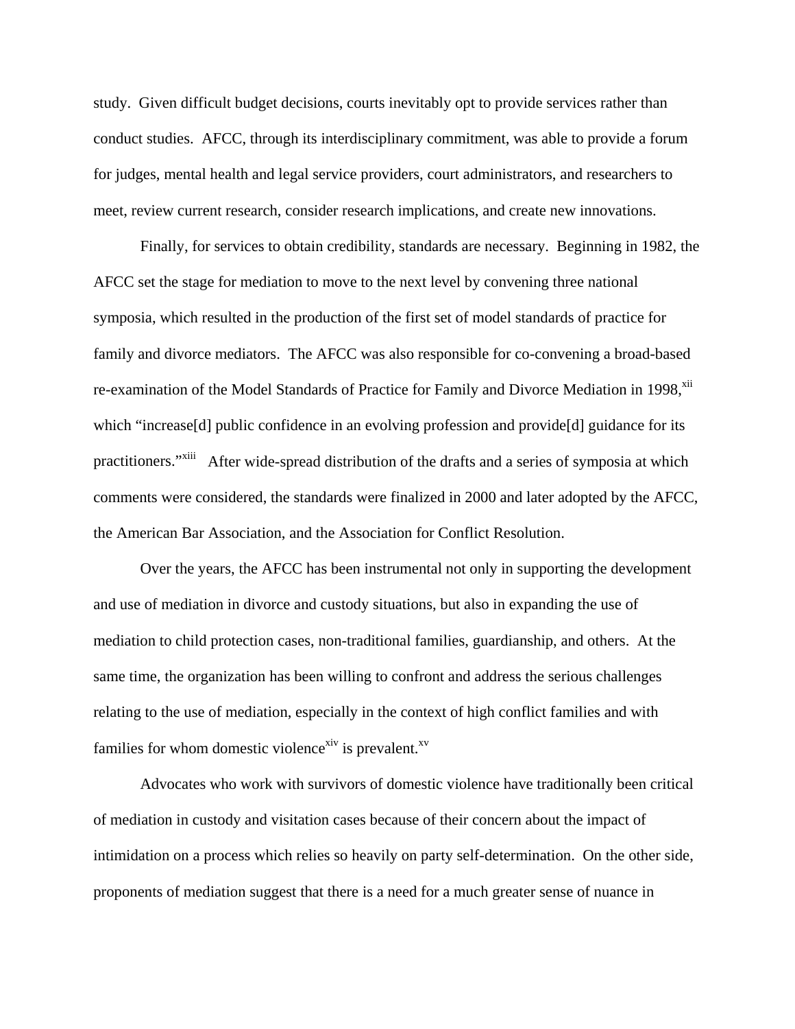study. Given difficult budget decisions, courts inevitably opt to provide services rather than conduct studies. AFCC, through its interdisciplinary commitment, was able to provide a forum for judges, mental health and legal service providers, court administrators, and researchers to meet, review current research, consider research implications, and create new innovations.

Finally, for services to obtain credibility, standards are necessary. Beginning in 1982, the AFCC set the stage for mediation to move to the next level by convening three national symposia, which resulted in the production of the first set of model standards of practice for family and divorce mediators. The AFCC was also responsible for co-convening a broad-based re-examination of the Model Standards of Practice for Family and Divorce Mediation in 1998,[xii] which "increase[d] public confidence in an evolving profession and provide[d] guidance for its practitioners."[xiii] After wide-spread distribution of the drafts and a series of symposia at which comments were considered, the standards were finalized in 2000 and later adopted by the AFCC, the American Bar Association, and the Association for Conflict Resolution.

Over the years, the AFCC has been instrumental not only in supporting the development and use of mediation in divorce and custody situations, but also in expanding the use of mediation to child protection cases, non-traditional families, guardianship, and others. At the same time, the organization has been willing to confront and address the serious challenges relating to the use of mediation, especially in the context of high conflict families and with families for whom domestic violence[xiv] is prevalent.[xv]

Advocates who work with survivors of domestic violence have traditionally been critical of mediation in custody and visitation cases because of their concern about the impact of intimidation on a process which relies so heavily on party self-determination. On the other side, proponents of mediation suggest that there is a need for a much greater sense of nuance in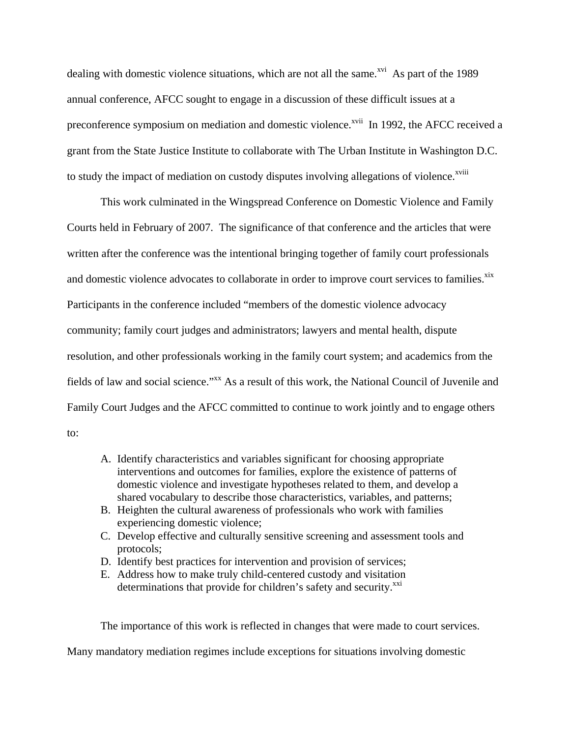dealing with domestic violence situations, which are not all the same.[xvi] As part of the 1989 annual conference, AFCC sought to engage in a discussion of these difficult issues at a preconference symposium on mediation and domestic violence.[xvii] In 1992, the AFCC received a grant from the State Justice Institute to collaborate with The Urban Institute in Washington D.C. to study the impact of mediation on custody disputes involving allegations of violence.[xviii]

This work culminated in the Wingspread Conference on Domestic Violence and Family Courts held in February of 2007. The significance of that conference and the articles that were written after the conference was the intentional bringing together of family court professionals and domestic violence advocates to collaborate in order to improve court services to families.[xix] Participants in the conference included "members of the domestic violence advocacy community; family court judges and administrators; lawyers and mental health, dispute resolution, and other professionals working in the family court system; and academics from the fields of law and social science."[xx] As a result of this work, the National Council of Juvenile and Family Court Judges and the AFCC committed to continue to work jointly and to engage others to:

A. Identify characteristics and variables significant for choosing appropriate interventions and outcomes for families, explore the existence of patterns of domestic violence and investigate hypotheses related to them, and develop a shared vocabulary to describe those characteristics, variables, and patterns;
B. Heighten the cultural awareness of professionals who work with families experiencing domestic violence;
C. Develop effective and culturally sensitive screening and assessment tools and protocols;
D. Identify best practices for intervention and provision of services;
E. Address how to make truly child-centered custody and visitation determinations that provide for children's safety and security.[xxi]

The importance of this work is reflected in changes that were made to court services. Many mandatory mediation regimes include exceptions for situations involving domestic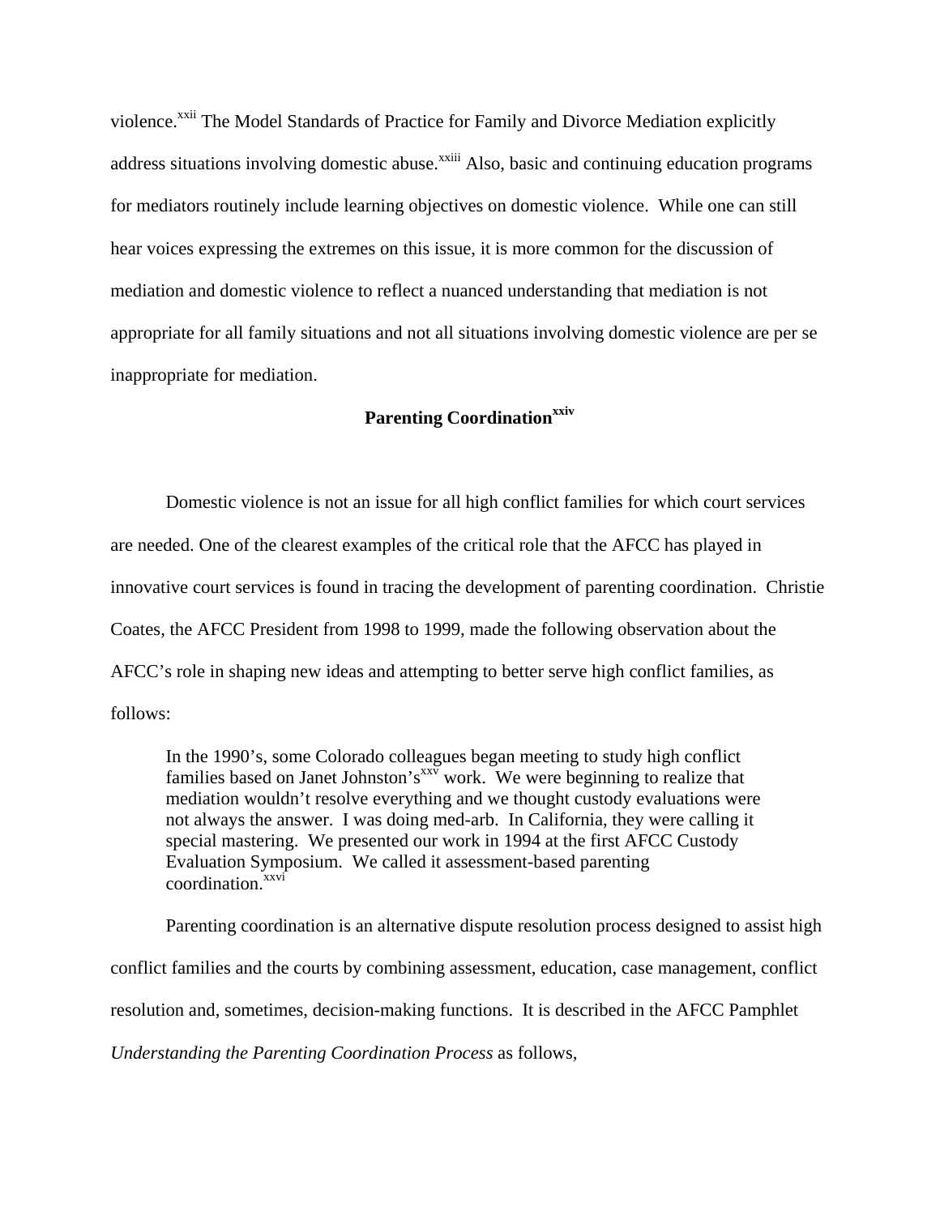violence.[xxii] The Model Standards of Practice for Family and Divorce Mediation explicitly address situations involving domestic abuse.[xxiii] Also, basic and continuing education programs for mediators routinely include learning objectives on domestic violence. While one can still hear voices expressing the extremes on this issue, it is more common for the discussion of mediation and domestic violence to reflect a nuanced understanding that mediation is not appropriate for all family situations and not all situations involving domestic violence are per se inappropriate for mediation.

## Parenting Coordination[xxiv]

Domestic violence is not an issue for all high conflict families for which court services are needed. One of the clearest examples of the critical role that the AFCC has played in innovative court services is found in tracing the development of parenting coordination. Christie Coates, the AFCC President from 1998 to 1999, made the following observation about the AFCC's role in shaping new ideas and attempting to better serve high conflict families, as follows:

> In the 1990's, some Colorado colleagues began meeting to study high conflict families based on Janet Johnston's[xxv] work. We were beginning to realize that mediation wouldn't resolve everything and we thought custody evaluations were not always the answer. I was doing med-arb. In California, they were calling it special mastering. We presented our work in 1994 at the first AFCC Custody Evaluation Symposium. We called it assessment-based parenting coordination.[xxvi]

Parenting coordination is an alternative dispute resolution process designed to assist high conflict families and the courts by combining assessment, education, case management, conflict resolution and, sometimes, decision-making functions. It is described in the AFCC Pamphlet *Understanding the Parenting Coordination Process* as follows,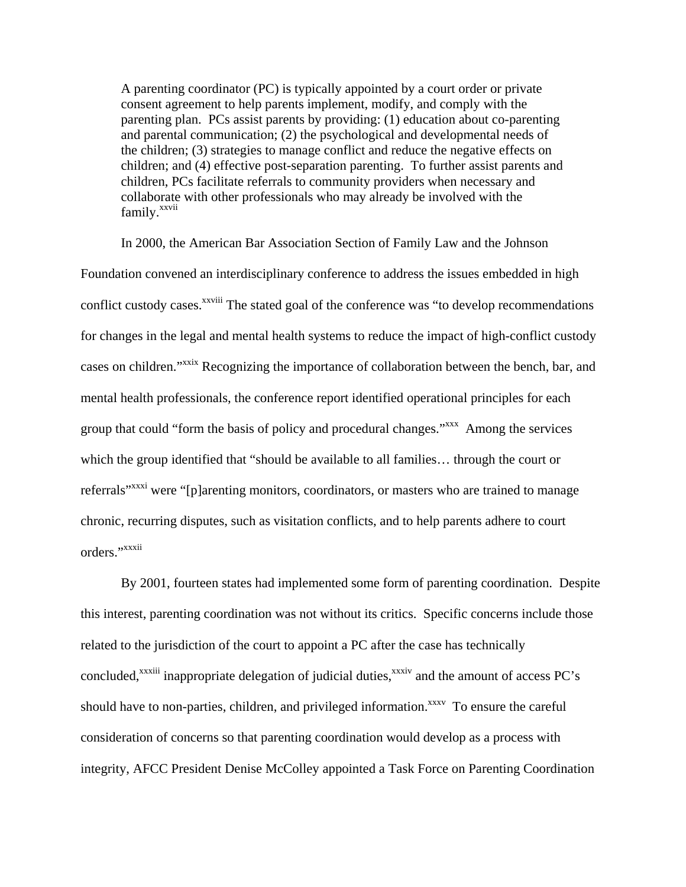> A parenting coordinator (PC) is typically appointed by a court order or private consent agreement to help parents implement, modify, and comply with the parenting plan. PCs assist parents by providing: (1) education about co-parenting and parental communication; (2) the psychological and developmental needs of the children; (3) strategies to manage conflict and reduce the negative effects on children; and (4) effective post-separation parenting. To further assist parents and children, PCs facilitate referrals to community providers when necessary and collaborate with other professionals who may already be involved with the family.[xxvii]

In 2000, the American Bar Association Section of Family Law and the Johnson Foundation convened an interdisciplinary conference to address the issues embedded in high conflict custody cases.[xxviii] The stated goal of the conference was "to develop recommendations for changes in the legal and mental health systems to reduce the impact of high-conflict custody cases on children."[xxix] Recognizing the importance of collaboration between the bench, bar, and mental health professionals, the conference report identified operational principles for each group that could "form the basis of policy and procedural changes."[xxx] Among the services which the group identified that "should be available to all families… through the court or referrals"[xxxi] were "[p]arenting monitors, coordinators, or masters who are trained to manage chronic, recurring disputes, such as visitation conflicts, and to help parents adhere to court orders."[xxxii]

By 2001, fourteen states had implemented some form of parenting coordination. Despite this interest, parenting coordination was not without its critics. Specific concerns include those related to the jurisdiction of the court to appoint a PC after the case has technically concluded,[xxxiii] inappropriate delegation of judicial duties,[xxxiv] and the amount of access PC's should have to non-parties, children, and privileged information.[xxxv] To ensure the careful consideration of concerns so that parenting coordination would develop as a process with integrity, AFCC President Denise McColley appointed a Task Force on Parenting Coordination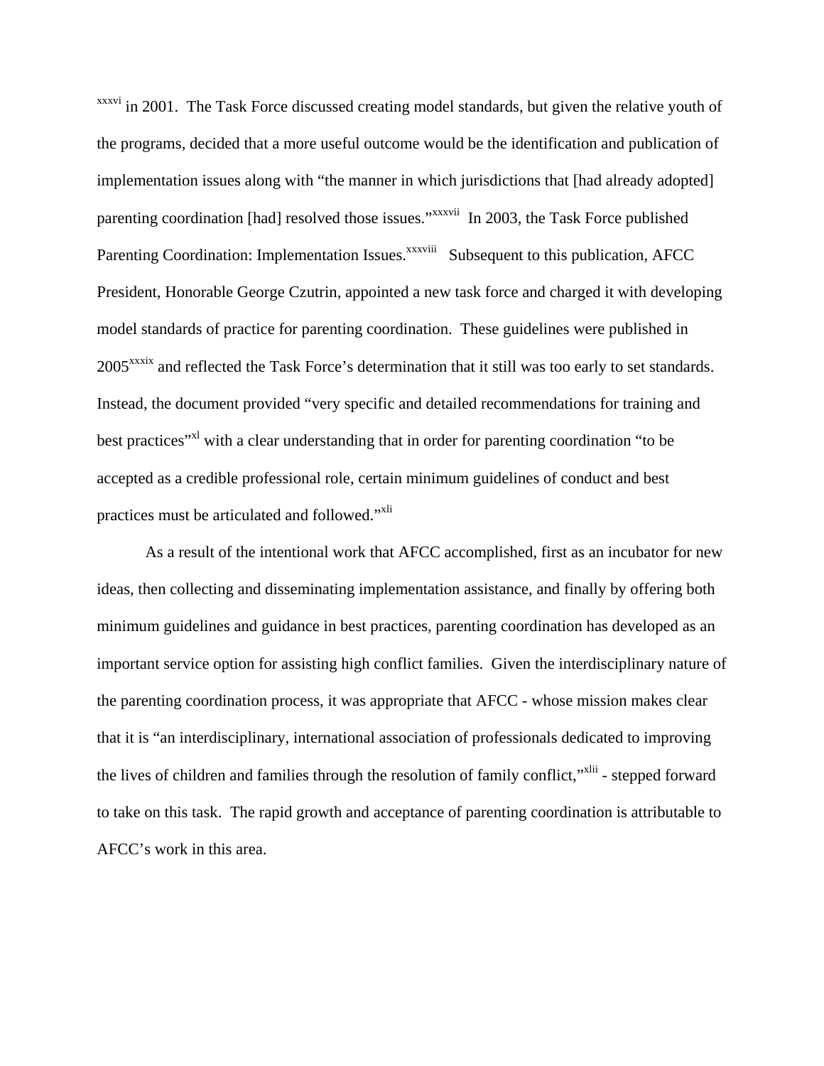[xxxvi] in 2001. The Task Force discussed creating model standards, but given the relative youth of the programs, decided that a more useful outcome would be the identification and publication of implementation issues along with "the manner in which jurisdictions that [had already adopted] parenting coordination [had] resolved those issues."[xxxvii] In 2003, the Task Force published Parenting Coordination: Implementation Issues.[xxxviii] Subsequent to this publication, AFCC President, Honorable George Czutrin, appointed a new task force and charged it with developing model standards of practice for parenting coordination. These guidelines were published in 2005[xxxix] and reflected the Task Force's determination that it still was too early to set standards. Instead, the document provided "very specific and detailed recommendations for training and best practices"[xl] with a clear understanding that in order for parenting coordination "to be accepted as a credible professional role, certain minimum guidelines of conduct and best practices must be articulated and followed."[xli]

As a result of the intentional work that AFCC accomplished, first as an incubator for new ideas, then collecting and disseminating implementation assistance, and finally by offering both minimum guidelines and guidance in best practices, parenting coordination has developed as an important service option for assisting high conflict families. Given the interdisciplinary nature of the parenting coordination process, it was appropriate that AFCC - whose mission makes clear that it is "an interdisciplinary, international association of professionals dedicated to improving the lives of children and families through the resolution of family conflict,"[xlii] - stepped forward to take on this task. The rapid growth and acceptance of parenting coordination is attributable to AFCC's work in this area.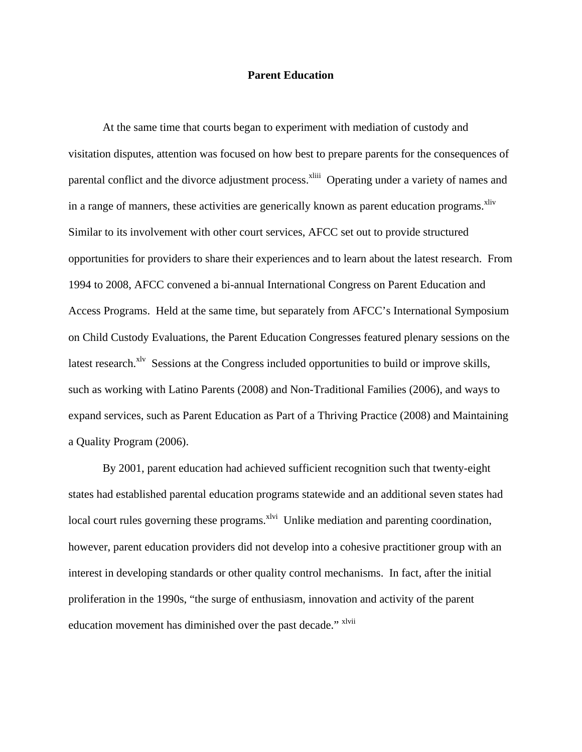# Parent Education

At the same time that courts began to experiment with mediation of custody and visitation disputes, attention was focused on how best to prepare parents for the consequences of parental conflict and the divorce adjustment process.[xliii] Operating under a variety of names and in a range of manners, these activities are generically known as parent education programs.[xliv] Similar to its involvement with other court services, AFCC set out to provide structured opportunities for providers to share their experiences and to learn about the latest research. From 1994 to 2008, AFCC convened a bi-annual International Congress on Parent Education and Access Programs. Held at the same time, but separately from AFCC's International Symposium on Child Custody Evaluations, the Parent Education Congresses featured plenary sessions on the latest research.[xlv] Sessions at the Congress included opportunities to build or improve skills, such as working with Latino Parents (2008) and Non-Traditional Families (2006), and ways to expand services, such as Parent Education as Part of a Thriving Practice (2008) and Maintaining a Quality Program (2006).

By 2001, parent education had achieved sufficient recognition such that twenty-eight states had established parental education programs statewide and an additional seven states had local court rules governing these programs.[xlvi] Unlike mediation and parenting coordination, however, parent education providers did not develop into a cohesive practitioner group with an interest in developing standards or other quality control mechanisms. In fact, after the initial proliferation in the 1990s, "the surge of enthusiasm, innovation and activity of the parent education movement has diminished over the past decade." [xlvii]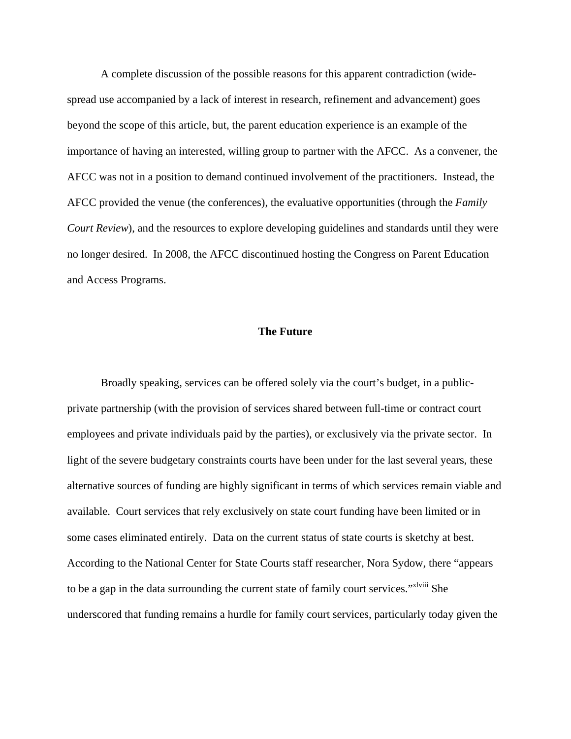A complete discussion of the possible reasons for this apparent contradiction (wide-spread use accompanied by a lack of interest in research, refinement and advancement) goes beyond the scope of this article, but, the parent education experience is an example of the importance of having an interested, willing group to partner with the AFCC. As a convener, the AFCC was not in a position to demand continued involvement of the practitioners. Instead, the AFCC provided the venue (the conferences), the evaluative opportunities (through the *Family Court Review*), and the resources to explore developing guidelines and standards until they were no longer desired. In 2008, the AFCC discontinued hosting the Congress on Parent Education and Access Programs.

## The Future

Broadly speaking, services can be offered solely via the court's budget, in a public-private partnership (with the provision of services shared between full-time or contract court employees and private individuals paid by the parties), or exclusively via the private sector. In light of the severe budgetary constraints courts have been under for the last several years, these alternative sources of funding are highly significant in terms of which services remain viable and available. Court services that rely exclusively on state court funding have been limited or in some cases eliminated entirely. Data on the current status of state courts is sketchy at best. According to the National Center for State Courts staff researcher, Nora Sydow, there "appears to be a gap in the data surrounding the current state of family court services."[xlviii] She underscored that funding remains a hurdle for family court services, particularly today given the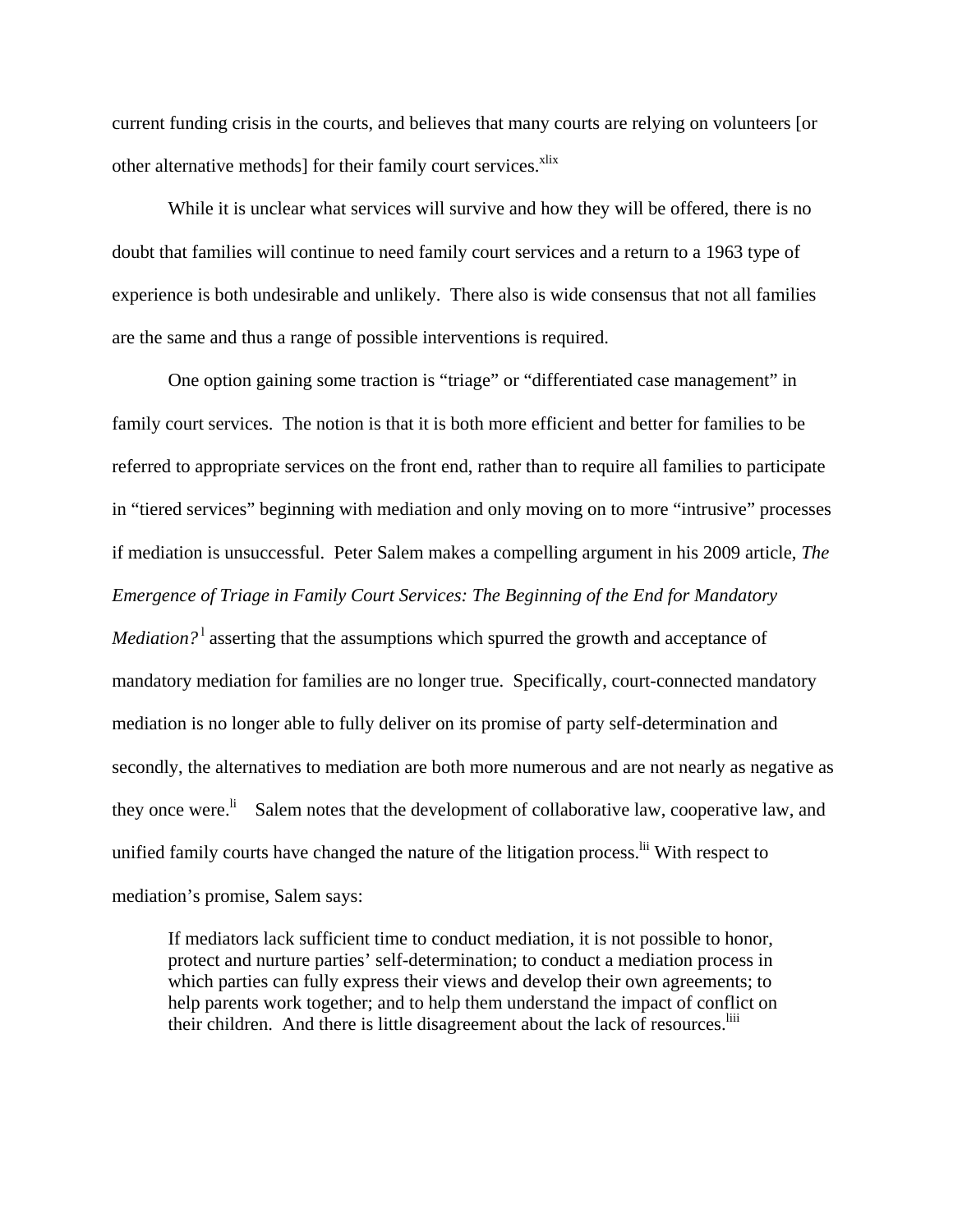current funding crisis in the courts, and believes that many courts are relying on volunteers [or other alternative methods] for their family court services.[xlix]

While it is unclear what services will survive and how they will be offered, there is no doubt that families will continue to need family court services and a return to a 1963 type of experience is both undesirable and unlikely. There also is wide consensus that not all families are the same and thus a range of possible interventions is required.

One option gaining some traction is "triage" or "differentiated case management" in family court services. The notion is that it is both more efficient and better for families to be referred to appropriate services on the front end, rather than to require all families to participate in "tiered services" beginning with mediation and only moving on to more "intrusive" processes if mediation is unsuccessful. Peter Salem makes a compelling argument in his 2009 article, *The Emergence of Triage in Family Court Services: The Beginning of the End for Mandatory Mediation?*[l] asserting that the assumptions which spurred the growth and acceptance of mandatory mediation for families are no longer true. Specifically, court-connected mandatory mediation is no longer able to fully deliver on its promise of party self-determination and secondly, the alternatives to mediation are both more numerous and are not nearly as negative as they once were.[li] Salem notes that the development of collaborative law, cooperative law, and unified family courts have changed the nature of the litigation process.[lii] With respect to mediation's promise, Salem says:

> If mediators lack sufficient time to conduct mediation, it is not possible to honor, protect and nurture parties' self-determination; to conduct a mediation process in which parties can fully express their views and develop their own agreements; to help parents work together; and to help them understand the impact of conflict on their children. And there is little disagreement about the lack of resources.[liii]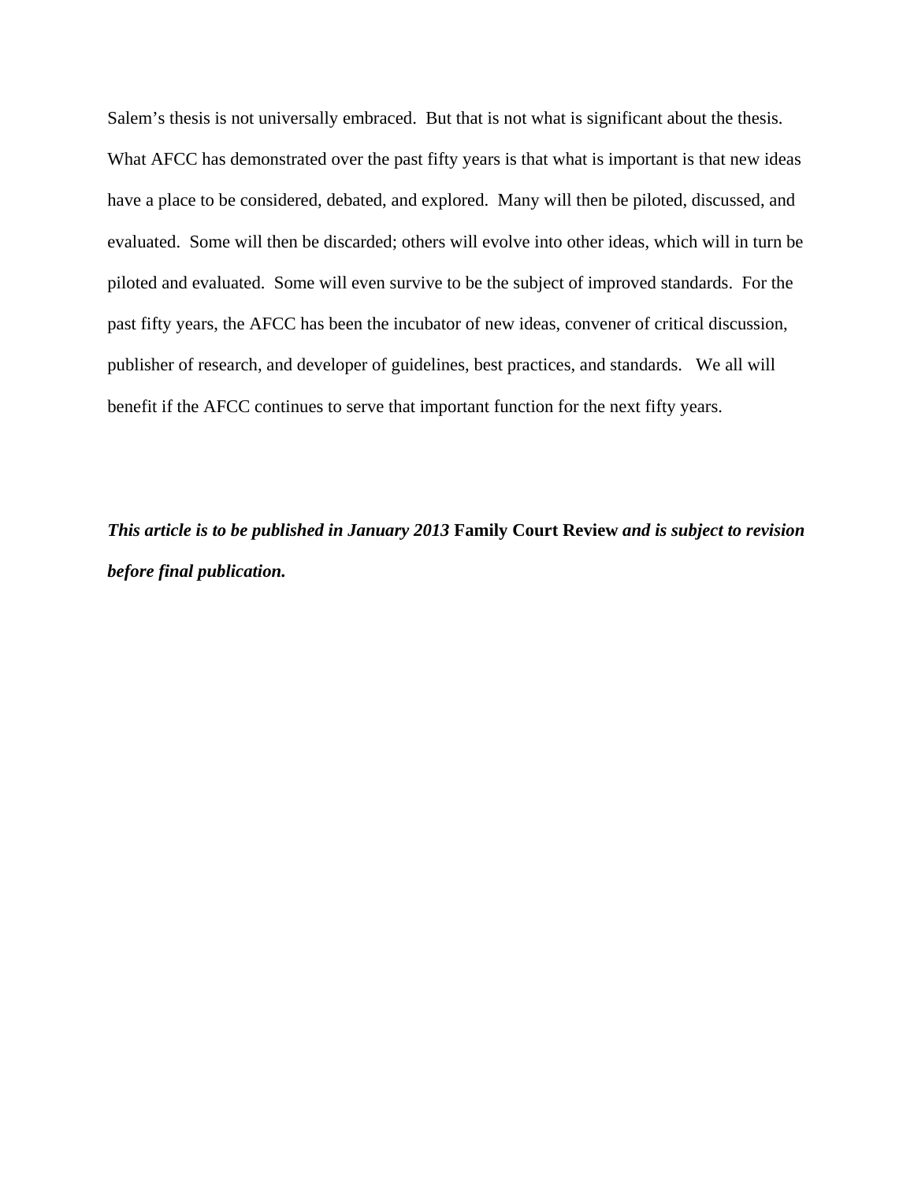Salem's thesis is not universally embraced. But that is not what is significant about the thesis. What AFCC has demonstrated over the past fifty years is that what is important is that new ideas have a place to be considered, debated, and explored. Many will then be piloted, discussed, and evaluated. Some will then be discarded; others will evolve into other ideas, which will in turn be piloted and evaluated. Some will even survive to be the subject of improved standards. For the past fifty years, the AFCC has been the incubator of new ideas, convener of critical discussion, publisher of research, and developer of guidelines, best practices, and standards. We all will benefit if the AFCC continues to serve that important function for the next fifty years.

***This article is to be published in January 2013*** **Family Court Review** ***and is subject to revision before final publication.***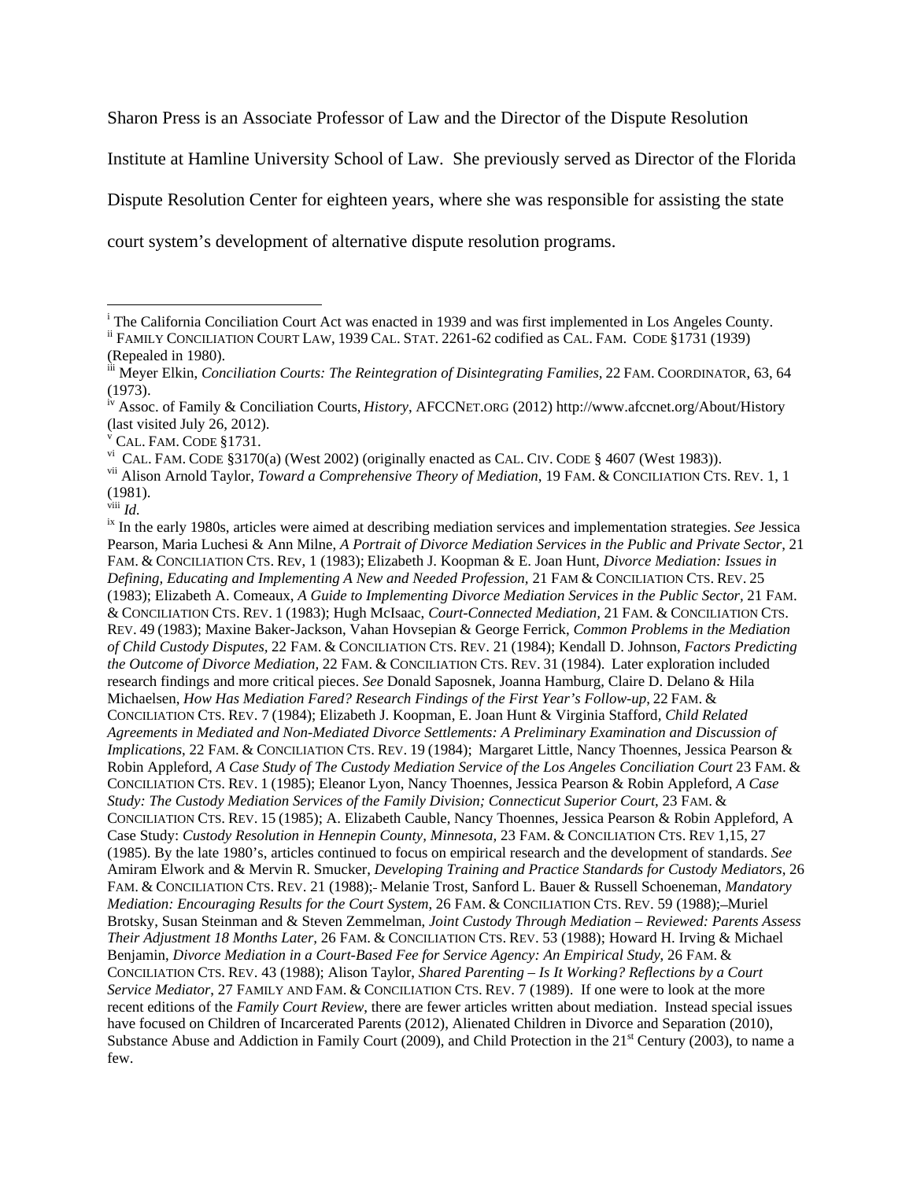Sharon Press is an Associate Professor of Law and the Director of the Dispute Resolution Institute at Hamline University School of Law. She previously served as Director of the Florida Dispute Resolution Center for eighteen years, where she was responsible for assisting the state court system's development of alternative dispute resolution programs.

---

[i] The California Conciliation Court Act was enacted in 1939 and was first implemented in Los Angeles County.

[ii] FAMILY CONCILIATION COURT LAW, 1939 CAL. STAT. 2261-62 codified as CAL. FAM. CODE §1731 (1939) (Repealed in 1980).

[iii] Meyer Elkin, *Conciliation Courts: The Reintegration of Disintegrating Families,* 22 FAM. COORDINATOR, 63, 64 (1973).

[iv] Assoc. of Family & Conciliation Courts, *History*, AFCCNET.ORG (2012) http://www.afccnet.org/About/History (last visited July 26, 2012).

[v] CAL. FAM. CODE §1731.

[vi] CAL. FAM. CODE §3170(a) (West 2002) (originally enacted as CAL. CIV. CODE § 4607 (West 1983)).

[vii] Alison Arnold Taylor, *Toward a Comprehensive Theory of Mediation*, 19 FAM. & CONCILIATION CTS. REV. 1, 1 (1981).

[viii] *Id.*

[ix] In the early 1980s, articles were aimed at describing mediation services and implementation strategies. *See* Jessica Pearson, Maria Luchesi & Ann Milne, *A Portrait of Divorce Mediation Services in the Public and Private Sector,* 21 FAM. & CONCILIATION CTS. REV, 1 (1983); Elizabeth J. Koopman & E. Joan Hunt, *Divorce Mediation: Issues in Defining, Educating and Implementing A New and Needed Profession,* 21 FAM & CONCILIATION CTS. REV. 25 (1983); Elizabeth A. Comeaux, *A Guide to Implementing Divorce Mediation Services in the Public Sector,* 21 FAM. & CONCILIATION CTS. REV. 1 (1983); Hugh McIsaac, *Court-Connected Mediation,* 21 FAM. & CONCILIATION CTS. REV. 49 (1983); Maxine Baker-Jackson, Vahan Hovsepian & George Ferrick, *Common Problems in the Mediation of Child Custody Disputes,* 22 FAM. & CONCILIATION CTS. REV. 21 (1984); Kendall D. Johnson, *Factors Predicting the Outcome of Divorce Mediation,* 22 FAM. & CONCILIATION CTS. REV. 31 (1984). Later exploration included research findings and more critical pieces. *See* Donald Saposnek, Joanna Hamburg, Claire D. Delano & Hila Michaelsen, *How Has Mediation Fared? Research Findings of the First Year's Follow-up,* 22 FAM. & CONCILIATION CTS. REV. 7 (1984); Elizabeth J. Koopman, E. Joan Hunt & Virginia Stafford, *Child Related Agreements in Mediated and Non-Mediated Divorce Settlements: A Preliminary Examination and Discussion of Implications*, 22 FAM. & CONCILIATION CTS. REV. 19 (1984); Margaret Little, Nancy Thoennes, Jessica Pearson & Robin Appleford, *A Case Study of The Custody Mediation Service of the Los Angeles Conciliation Court* 23 FAM. & CONCILIATION CTS. REV. 1 (1985); Eleanor Lyon, Nancy Thoennes, Jessica Pearson & Robin Appleford, *A Case Study: The Custody Mediation Services of the Family Division; Connecticut Superior Court,* 23 FAM. & CONCILIATION CTS. REV. 15 (1985); A. Elizabeth Cauble, Nancy Thoennes, Jessica Pearson & Robin Appleford, A Case Study: *Custody Resolution in Hennepin County, Minnesota,* 23 FAM. & CONCILIATION CTS. REV 1,15, 27 (1985). By the late 1980's, articles continued to focus on empirical research and the development of standards. *See* Amiram Elwork and & Mervin R. Smucker, *Developing Training and Practice Standards for Custody Mediators,* 26 FAM. & CONCILIATION CTS. REV. 21 (1988); Melanie Trost, Sanford L. Bauer & Russell Schoeneman, *Mandatory Mediation: Encouraging Results for the Court System,* 26 FAM. & CONCILIATION CTS. REV. 59 (1988);–Muriel Brotsky, Susan Steinman and & Steven Zemmelman, *Joint Custody Through Mediation – Reviewed: Parents Assess Their Adjustment 18 Months Later,* 26 FAM. & CONCILIATION CTS. REV. 53 (1988); Howard H. Irving & Michael Benjamin, *Divorce Mediation in a Court-Based Fee for Service Agency: An Empirical Study,* 26 FAM. & CONCILIATION CTS. REV. 43 (1988); Alison Taylor, *Shared Parenting – Is It Working? Reflections by a Court Service Mediator,* 27 FAMILY AND FAM. & CONCILIATION CTS. REV. 7 (1989). If one were to look at the more recent editions of the *Family Court Review*, there are fewer articles written about mediation. Instead special issues have focused on Children of Incarcerated Parents (2012), Alienated Children in Divorce and Separation (2010), Substance Abuse and Addiction in Family Court (2009), and Child Protection in the 21st Century (2003), to name a few.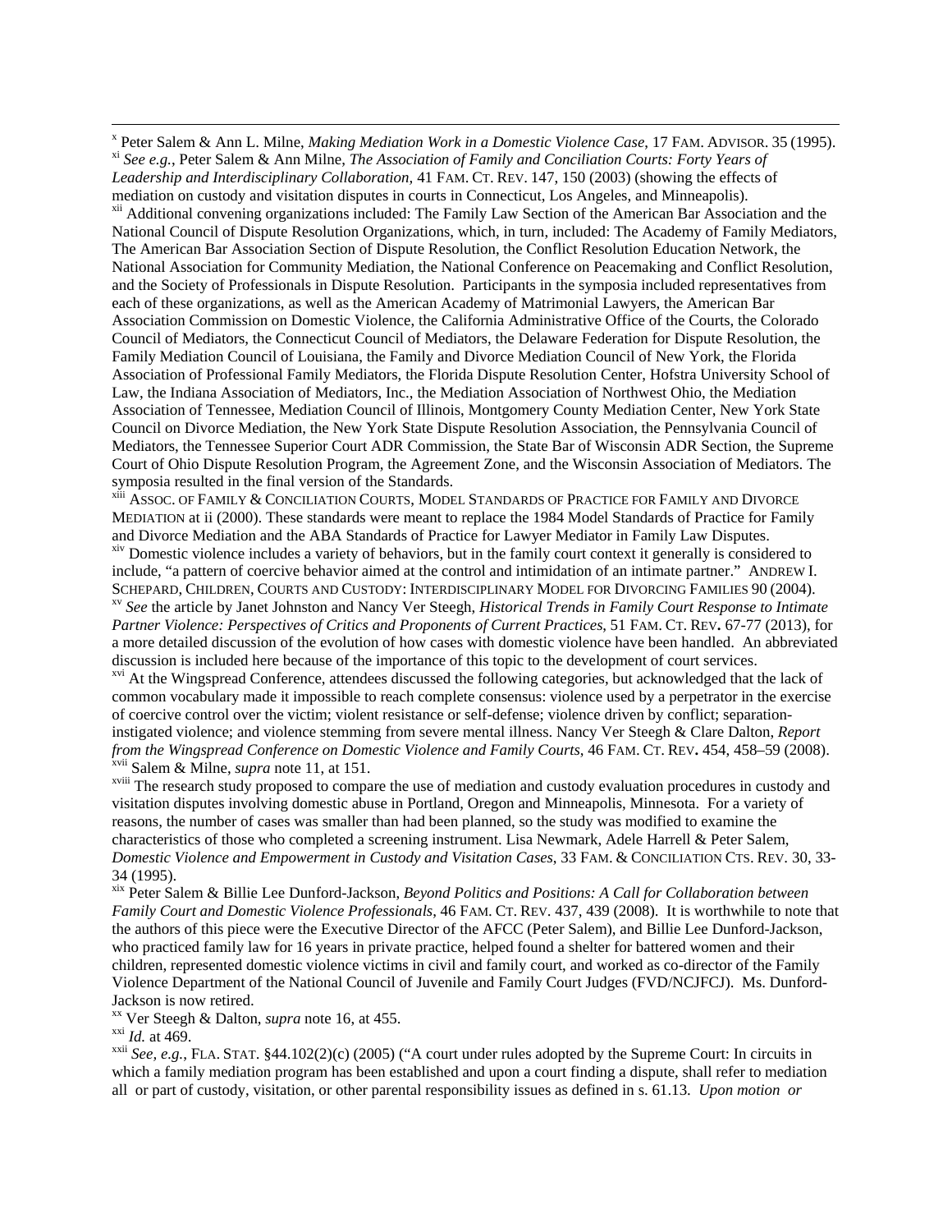[x] Peter Salem & Ann L. Milne, *Making Mediation Work in a Domestic Violence Case*, 17 FAM. ADVISOR. 35 (1995).

[xi] *See e.g.*, Peter Salem & Ann Milne, *The Association of Family and Conciliation Courts: Forty Years of Leadership and Interdisciplinary Collaboration,* 41 FAM. CT. REV. 147, 150 (2003) (showing the effects of mediation on custody and visitation disputes in courts in Connecticut, Los Angeles, and Minneapolis).

[xii] Additional convening organizations included: The Family Law Section of the American Bar Association and the National Council of Dispute Resolution Organizations, which, in turn, included: The Academy of Family Mediators, The American Bar Association Section of Dispute Resolution, the Conflict Resolution Education Network, the National Association for Community Mediation, the National Conference on Peacemaking and Conflict Resolution, and the Society of Professionals in Dispute Resolution. Participants in the symposia included representatives from each of these organizations, as well as the American Academy of Matrimonial Lawyers, the American Bar Association Commission on Domestic Violence, the California Administrative Office of the Courts, the Colorado Council of Mediators, the Connecticut Council of Mediators, the Delaware Federation for Dispute Resolution, the Family Mediation Council of Louisiana, the Family and Divorce Mediation Council of New York, the Florida Association of Professional Family Mediators, the Florida Dispute Resolution Center, Hofstra University School of Law, the Indiana Association of Mediators, Inc., the Mediation Association of Northwest Ohio, the Mediation Association of Tennessee, Mediation Council of Illinois, Montgomery County Mediation Center, New York State Council on Divorce Mediation, the New York State Dispute Resolution Association, the Pennsylvania Council of Mediators, the Tennessee Superior Court ADR Commission, the State Bar of Wisconsin ADR Section, the Supreme Court of Ohio Dispute Resolution Program, the Agreement Zone, and the Wisconsin Association of Mediators. The symposia resulted in the final version of the Standards.

[xiii] ASSOC. OF FAMILY & CONCILIATION COURTS, MODEL STANDARDS OF PRACTICE FOR FAMILY AND DIVORCE MEDIATION at ii (2000). These standards were meant to replace the 1984 Model Standards of Practice for Family and Divorce Mediation and the ABA Standards of Practice for Lawyer Mediator in Family Law Disputes.

[xiv] Domestic violence includes a variety of behaviors, but in the family court context it generally is considered to include, "a pattern of coercive behavior aimed at the control and intimidation of an intimate partner." ANDREW I. SCHEPARD, CHILDREN, COURTS AND CUSTODY: INTERDISCIPLINARY MODEL FOR DIVORCING FAMILIES 90 (2004).

[xv] *See* the article by Janet Johnston and Nancy Ver Steegh, *Historical Trends in Family Court Response to Intimate Partner Violence: Perspectives of Critics and Proponents of Current Practices*, 51 FAM. CT. REV**.** 67-77 (2013), for a more detailed discussion of the evolution of how cases with domestic violence have been handled. An abbreviated discussion is included here because of the importance of this topic to the development of court services.

[xvi] At the Wingspread Conference, attendees discussed the following categories, but acknowledged that the lack of common vocabulary made it impossible to reach complete consensus: violence used by a perpetrator in the exercise of coercive control over the victim; violent resistance or self-defense; violence driven by conflict; separation-instigated violence; and violence stemming from severe mental illness. Nancy Ver Steegh & Clare Dalton, *Report from the Wingspread Conference on Domestic Violence and Family Courts*, 46 FAM. CT. REV**.** 454, 458–59 (2008).

[xvii] Salem & Milne, *supra* note 11, at 151.

[xviii] The research study proposed to compare the use of mediation and custody evaluation procedures in custody and visitation disputes involving domestic abuse in Portland, Oregon and Minneapolis, Minnesota. For a variety of reasons, the number of cases was smaller than had been planned, so the study was modified to examine the characteristics of those who completed a screening instrument. Lisa Newmark, Adele Harrell & Peter Salem, *Domestic Violence and Empowerment in Custody and Visitation Cases*, 33 FAM. & CONCILIATION CTS. REV. 30, 33-34 (1995).

[xix] Peter Salem & Billie Lee Dunford-Jackson, *Beyond Politics and Positions: A Call for Collaboration between Family Court and Domestic Violence Professionals*, 46 FAM. CT. REV. 437, 439 (2008). It is worthwhile to note that the authors of this piece were the Executive Director of the AFCC (Peter Salem), and Billie Lee Dunford-Jackson, who practiced family law for 16 years in private practice, helped found a shelter for battered women and their children, represented domestic violence victims in civil and family court, and worked as co-director of the Family Violence Department of the National Council of Juvenile and Family Court Judges (FVD/NCJFCJ). Ms. Dunford-Jackson is now retired.

[xx] Ver Steegh & Dalton, *supra* note 16, at 455.

[xxi] *Id.* at 469.

[xxii] *See, e.g.*, FLA. STAT. §44.102(2)(c) (2005) ("A court under rules adopted by the Supreme Court: In circuits in which a family mediation program has been established and upon a court finding a dispute, shall refer to mediation all or part of custody, visitation, or other parental responsibility issues as defined in s. 61.13. *Upon motion or*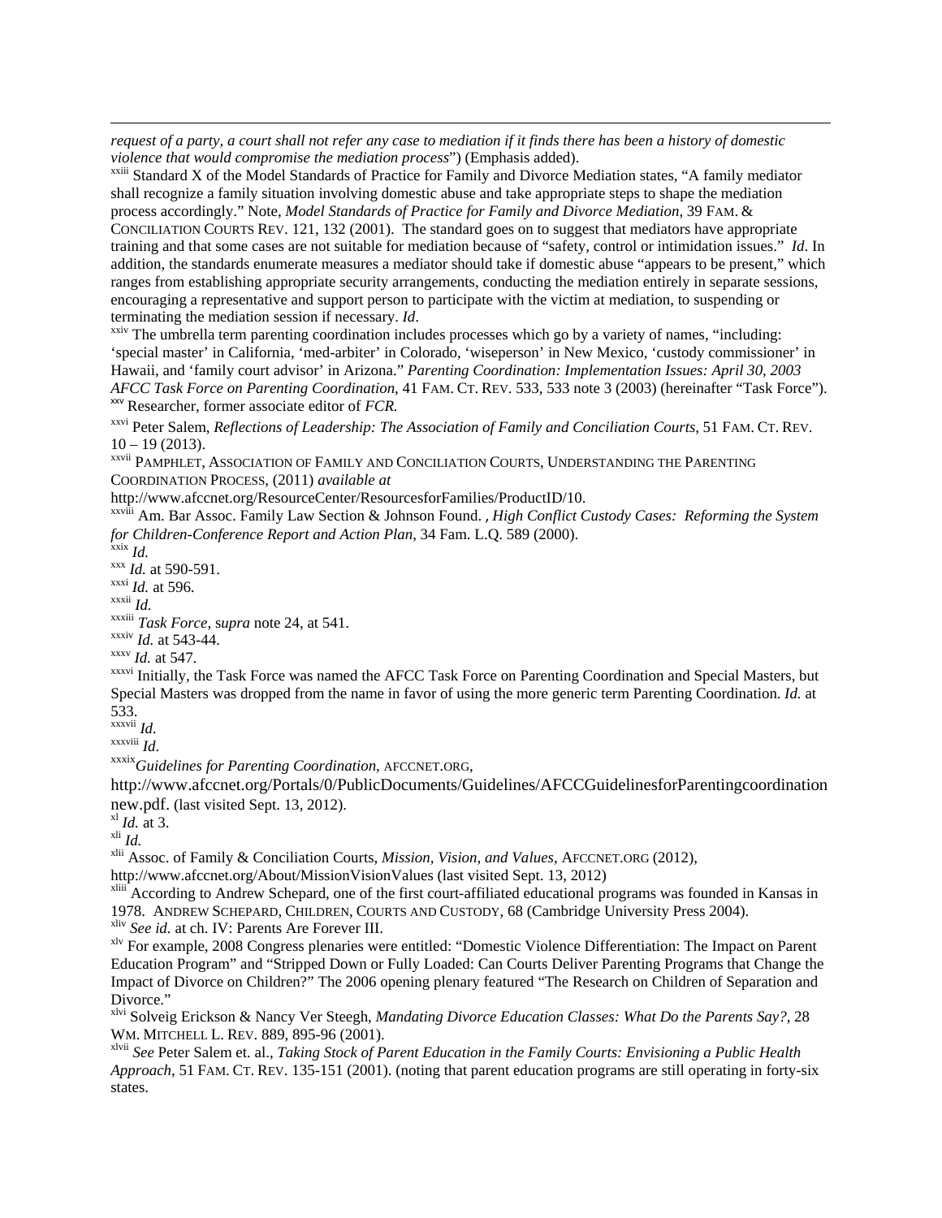*request of a party, a court shall not refer any case to mediation if it finds there has been a history of domestic violence that would compromise the mediation process*") (Emphasis added).

[xxiii] Standard X of the Model Standards of Practice for Family and Divorce Mediation states, "A family mediator shall recognize a family situation involving domestic abuse and take appropriate steps to shape the mediation process accordingly." Note, *Model Standards of Practice for Family and Divorce Mediation,* 39 FAM. & CONCILIATION COURTS REV. 121, 132 (2001). The standard goes on to suggest that mediators have appropriate training and that some cases are not suitable for mediation because of "safety, control or intimidation issues." *Id*. In addition, the standards enumerate measures a mediator should take if domestic abuse "appears to be present," which ranges from establishing appropriate security arrangements, conducting the mediation entirely in separate sessions, encouraging a representative and support person to participate with the victim at mediation, to suspending or terminating the mediation session if necessary. *Id*.

[xxiv] The umbrella term parenting coordination includes processes which go by a variety of names, "including: 'special master' in California, 'med-arbiter' in Colorado, 'wiseperson' in New Mexico, 'custody commissioner' in Hawaii, and 'family court advisor' in Arizona." *Parenting Coordination: Implementation Issues: April 30, 2003 AFCC Task Force on Parenting Coordination*, 41 FAM. CT. REV. 533, 533 note 3 (2003) (hereinafter "Task Force").

[xxv] Researcher, former associate editor of *FCR.*

[xxvi] Peter Salem, *Reflections of Leadership: The Association of Family and Conciliation Courts,* 51 FAM. CT. REV. 10 – 19 (2013).

[xxvii] PAMPHLET, ASSOCIATION OF FAMILY AND CONCILIATION COURTS, UNDERSTANDING THE PARENTING COORDINATION PROCESS, (2011) *available at* http://www.afccnet.org/ResourceCenter/ResourcesforFamilies/ProductID/10.

[xxviii] Am. Bar Assoc. Family Law Section & Johnson Found. *, High Conflict Custody Cases: Reforming the System for Children-Conference Report and Action Plan*, 34 Fam. L.Q. 589 (2000).

[xxix] *Id.*

[xxx] *Id.* at 590-591.

[xxxi] *Id.* at 596.

[xxxii] *Id.*

[xxxiii] *Task Force*, s*upra* note 24, at 541.

[xxxiv] *Id.* at 543-44.

[xxxv] *Id.* at 547.

[xxxvi] Initially, the Task Force was named the AFCC Task Force on Parenting Coordination and Special Masters, but Special Masters was dropped from the name in favor of using the more generic term Parenting Coordination. *Id.* at 533.

[xxxvii] *Id*.

[xxxviii] *Id*.

[xxxix] *Guidelines for Parenting Coordination*, AFCCNET.ORG, http://www.afccnet.org/Portals/0/PublicDocuments/Guidelines/AFCCGuidelinesforParentingcoordinationnew.pdf. (last visited Sept. 13, 2012).

[xl] *Id.* at 3.

[xli] *Id.*

[xlii] Assoc. of Family & Conciliation Courts, *Mission, Vision, and Values*, AFCCNET.ORG (2012), http://www.afccnet.org/About/MissionVisionValues (last visited Sept. 13, 2012)

[xliii] According to Andrew Schepard, one of the first court-affiliated educational programs was founded in Kansas in 1978. ANDREW SCHEPARD, CHILDREN, COURTS AND CUSTODY, 68 (Cambridge University Press 2004).

[xliv] *See id.* at ch. IV: Parents Are Forever III.

[xlv] For example, 2008 Congress plenaries were entitled: "Domestic Violence Differentiation: The Impact on Parent Education Program" and "Stripped Down or Fully Loaded: Can Courts Deliver Parenting Programs that Change the Impact of Divorce on Children?" The 2006 opening plenary featured "The Research on Children of Separation and Divorce."

[xlvi] Solveig Erickson & Nancy Ver Steegh, *Mandating Divorce Education Classes: What Do the Parents Say?*, 28 WM. MITCHELL L. REV. 889, 895-96 (2001).

[xlvii] *See* Peter Salem et. al., *Taking Stock of Parent Education in the Family Courts: Envisioning a Public Health Approach*, 51 FAM. CT. REV. 135-151 (2001). (noting that parent education programs are still operating in forty-six states.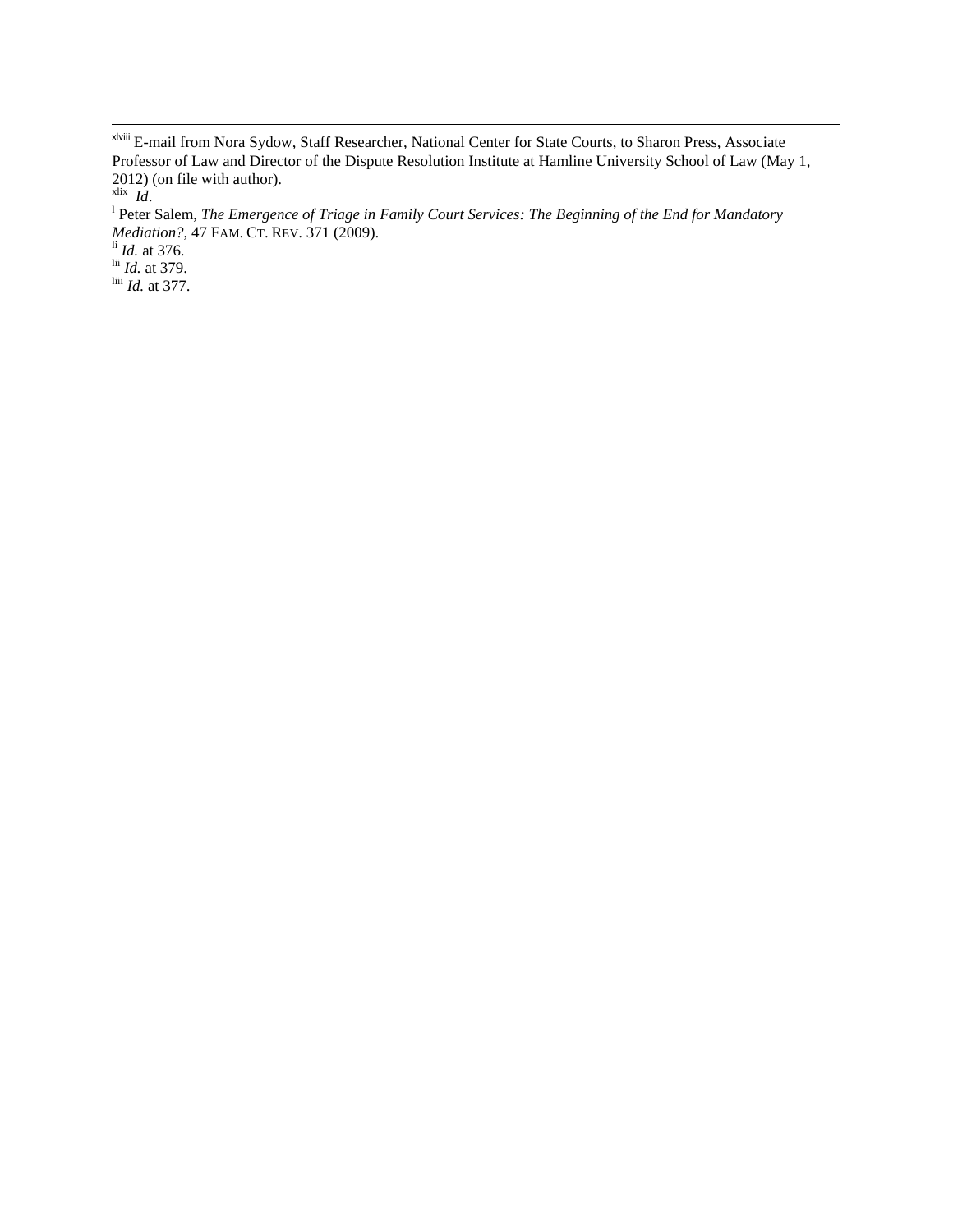---

[xlviii] E-mail from Nora Sydow, Staff Researcher, National Center for State Courts, to Sharon Press, Associate Professor of Law and Director of the Dispute Resolution Institute at Hamline University School of Law (May 1, 2012) (on file with author).

[xlix] *Id*.

[l] Peter Salem, *The Emergence of Triage in Family Court Services: The Beginning of the End for Mandatory Mediation?*, 47 FAM. CT. REV. 371 (2009).

[li] *Id.* at 376.

[lii] *Id.* at 379.

[liii] *Id.* at 377.